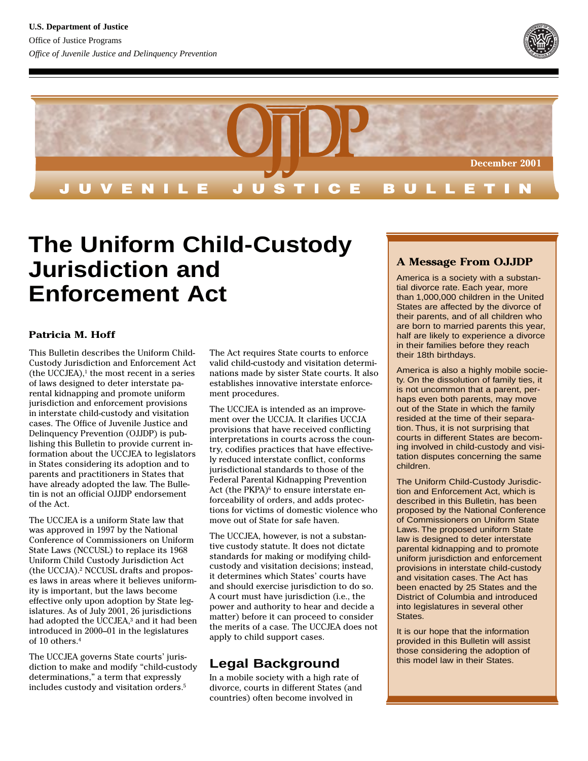U.S. Department of Justice

Office of Justice Programs

*Office of Juvenile Justice and Delinquency Prevention*

OJJDP

December 2001

JUVENILE JUSTICE BULLETIN

# The Uniform Child-Custody Jurisdiction and Enforcement Act

**Patricia M. Hoff**

This Bulletin describes the Uniform Child-Custody Jurisdiction and Enforcement Act (the UCCJEA),[1] the most recent in a series of laws designed to deter interstate parental kidnapping and promote uniform jurisdiction and enforcement provisions in interstate child-custody and visitation cases. The Office of Juvenile Justice and Delinquency Prevention (OJJDP) is publishing this Bulletin to provide current information about the UCCJEA to legislators in States considering its adoption and to parents and practitioners in States that have already adopted the law. The Bulletin is not an official OJJDP endorsement of the Act.

The UCCJEA is a uniform State law that was approved in 1997 by the National Conference of Commissioners on Uniform State Laws (NCCUSL) to replace its 1968 Uniform Child Custody Jurisdiction Act (the UCCJA).[2] NCCUSL drafts and proposes laws in areas where it believes uniformity is important, but the laws become effective only upon adoption by State legislatures. As of July 2001, 26 jurisdictions had adopted the UCCJEA,[3] and it had been introduced in 2000–01 in the legislatures of 10 others.[4]

The UCCJEA governs State courts' jurisdiction to make and modify "child-custody determinations," a term that expressly includes custody and visitation orders.[5]

The Act requires State courts to enforce valid child-custody and visitation determinations made by sister State courts. It also establishes innovative interstate enforcement procedures.

The UCCJEA is intended as an improvement over the UCCJA. It clarifies UCCJA provisions that have received conflicting interpretations in courts across the country, codifies practices that have effectively reduced interstate conflict, conforms jurisdictional standards to those of the Federal Parental Kidnapping Prevention Act (the PKPA)[6] to ensure interstate enforceability of orders, and adds protections for victims of domestic violence who move out of State for safe haven.

The UCCJEA, however, is not a substantive custody statute. It does not dictate standards for making or modifying child-custody and visitation decisions; instead, it determines which States' courts have and should exercise jurisdiction to do so. A court must have jurisdiction (i.e., the power and authority to hear and decide a matter) before it can proceed to consider the merits of a case. The UCCJEA does not apply to child support cases.

## Legal Background

In a mobile society with a high rate of divorce, courts in different States (and countries) often become involved in

### A Message From OJJDP

America is a society with a substantial divorce rate. Each year, more than 1,000,000 children in the United States are affected by the divorce of their parents, and of all children who are born to married parents this year, half are likely to experience a divorce in their families before they reach their 18th birthdays.

America is also a highly mobile society. On the dissolution of family ties, it is not uncommon that a parent, perhaps even both parents, may move out of the State in which the family resided at the time of their separation. Thus, it is not surprising that courts in different States are becoming involved in child-custody and visitation disputes concerning the same children.

The Uniform Child-Custody Jurisdiction and Enforcement Act, which is described in this Bulletin, has been proposed by the National Conference of Commissioners on Uniform State Laws. The proposed uniform State law is designed to deter interstate parental kidnapping and to promote uniform jurisdiction and enforcement provisions in interstate child-custody and visitation cases. The Act has been enacted by 25 States and the District of Columbia and introduced into legislatures in several other States.

It is our hope that the information provided in this Bulletin will assist those considering the adoption of this model law in their States.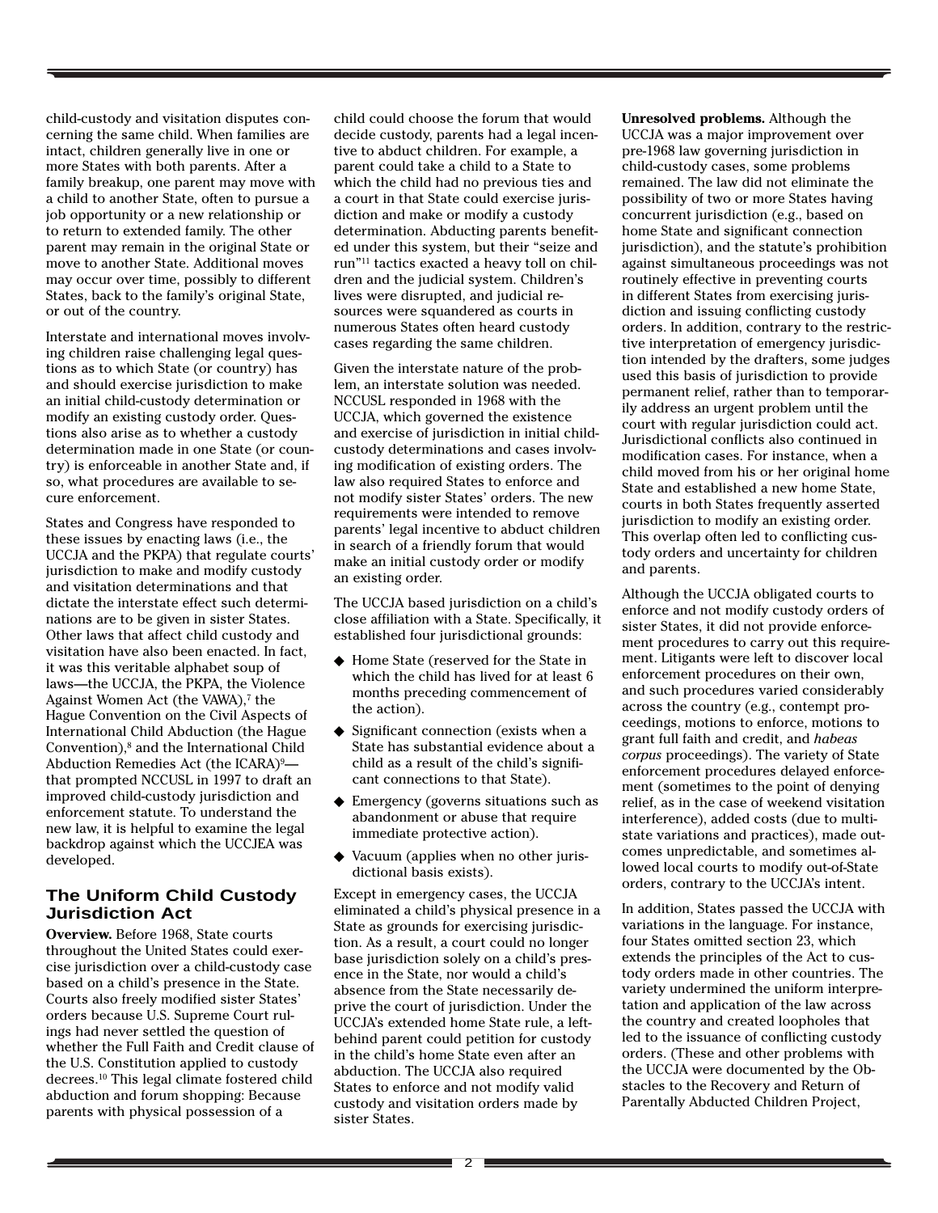child-custody and visitation disputes concerning the same child. When families are intact, children generally live in one or more States with both parents. After a family breakup, one parent may move with a child to another State, often to pursue a job opportunity or a new relationship or to return to extended family. The other parent may remain in the original State or move to another State. Additional moves may occur over time, possibly to different States, back to the family's original State, or out of the country.

Interstate and international moves involving children raise challenging legal questions as to which State (or country) has and should exercise jurisdiction to make an initial child-custody determination or modify an existing custody order. Questions also arise as to whether a custody determination made in one State (or country) is enforceable in another State and, if so, what procedures are available to secure enforcement.

States and Congress have responded to these issues by enacting laws (i.e., the UCCJA and the PKPA) that regulate courts' jurisdiction to make and modify custody and visitation determinations and that dictate the interstate effect such determinations are to be given in sister States. Other laws that affect child custody and visitation have also been enacted. In fact, it was this veritable alphabet soup of laws—the UCCJA, the PKPA, the Violence Against Women Act (the VAWA),[7] the Hague Convention on the Civil Aspects of International Child Abduction (the Hague Convention),[8] and the International Child Abduction Remedies Act (the ICARA)[9]—that prompted NCCUSL in 1997 to draft an improved child-custody jurisdiction and enforcement statute. To understand the new law, it is helpful to examine the legal backdrop against which the UCCJEA was developed.

## The Uniform Child Custody Jurisdiction Act

**Overview.** Before 1968, State courts throughout the United States could exercise jurisdiction over a child-custody case based on a child's presence in the State. Courts also freely modified sister States' orders because U.S. Supreme Court rulings had never settled the question of whether the Full Faith and Credit clause of the U.S. Constitution applied to custody decrees.[10] This legal climate fostered child abduction and forum shopping: Because parents with physical possession of a child could choose the forum that would decide custody, parents had a legal incentive to abduct children. For example, a parent could take a child to a State to which the child had no previous ties and a court in that State could exercise jurisdiction and make or modify a custody determination. Abducting parents benefited under this system, but their "seize and run"[11] tactics exacted a heavy toll on children and the judicial system. Children's lives were disrupted, and judicial resources were squandered as courts in numerous States often heard custody cases regarding the same children.

Given the interstate nature of the problem, an interstate solution was needed. NCCUSL responded in 1968 with the UCCJA, which governed the existence and exercise of jurisdiction in initial child-custody determinations and cases involving modification of existing orders. The law also required States to enforce and not modify sister States' orders. The new requirements were intended to remove parents' legal incentive to abduct children in search of a friendly forum that would make an initial custody order or modify an existing order.

The UCCJA based jurisdiction on a child's close affiliation with a State. Specifically, it established four jurisdictional grounds:

- Home State (reserved for the State in which the child has lived for at least 6 months preceding commencement of the action).
- Significant connection (exists when a State has substantial evidence about a child as a result of the child's significant connections to that State).
- Emergency (governs situations such as abandonment or abuse that require immediate protective action).
- Vacuum (applies when no other jurisdictional basis exists).

Except in emergency cases, the UCCJA eliminated a child's physical presence in a State as grounds for exercising jurisdiction. As a result, a court could no longer base jurisdiction solely on a child's presence in the State, nor would a child's absence from the State necessarily deprive the court of jurisdiction. Under the UCCJA's extended home State rule, a left-behind parent could petition for custody in the child's home State even after an abduction. The UCCJA also required States to enforce and not modify valid custody and visitation orders made by sister States.

**Unresolved problems.** Although the UCCJA was a major improvement over pre-1968 law governing jurisdiction in child-custody cases, some problems remained. The law did not eliminate the possibility of two or more States having concurrent jurisdiction (e.g., based on home State and significant connection jurisdiction), and the statute's prohibition against simultaneous proceedings was not routinely effective in preventing courts in different States from exercising jurisdiction and issuing conflicting custody orders. In addition, contrary to the restrictive interpretation of emergency jurisdiction intended by the drafters, some judges used this basis of jurisdiction to provide permanent relief, rather than to temporarily address an urgent problem until the court with regular jurisdiction could act. Jurisdictional conflicts also continued in modification cases. For instance, when a child moved from his or her original home State and established a new home State, courts in both States frequently asserted jurisdiction to modify an existing order. This overlap often led to conflicting custody orders and uncertainty for children and parents.

Although the UCCJA obligated courts to enforce and not modify custody orders of sister States, it did not provide enforcement procedures to carry out this requirement. Litigants were left to discover local enforcement procedures on their own, and such procedures varied considerably across the country (e.g., contempt proceedings, motions to enforce, motions to grant full faith and credit, and *habeas corpus* proceedings). The variety of State enforcement procedures delayed enforcement (sometimes to the point of denying relief, as in the case of weekend visitation interference), added costs (due to multistate variations and practices), made outcomes unpredictable, and sometimes allowed local courts to modify out-of-State orders, contrary to the UCCJA's intent.

In addition, States passed the UCCJA with variations in the language. For instance, four States omitted section 23, which extends the principles of the Act to custody orders made in other countries. The variety undermined the uniform interpretation and application of the law across the country and created loopholes that led to the issuance of conflicting custody orders. (These and other problems with the UCCJA were documented by the Obstacles to the Recovery and Return of Parentally Abducted Children Project,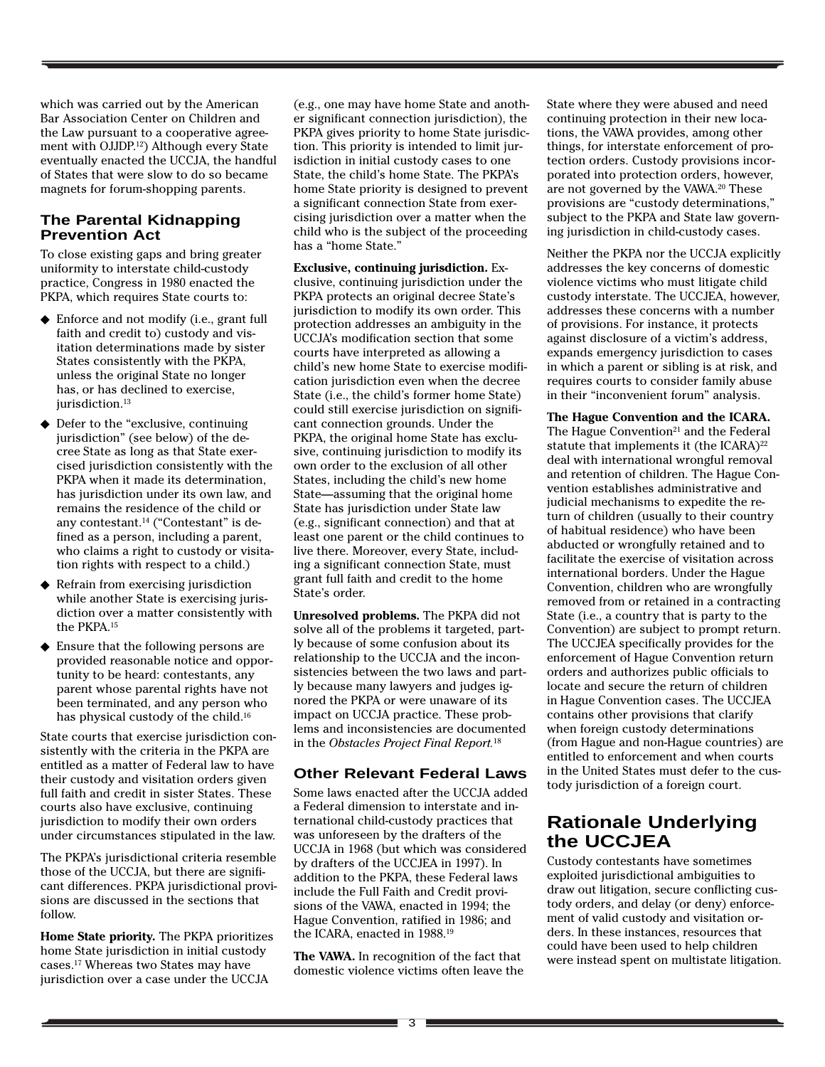which was carried out by the American Bar Association Center on Children and the Law pursuant to a cooperative agreement with OJJDP.[12]) Although every State eventually enacted the UCCJA, the handful of States that were slow to do so became magnets for forum-shopping parents.

### The Parental Kidnapping Prevention Act

To close existing gaps and bring greater uniformity to interstate child-custody practice, Congress in 1980 enacted the PKPA, which requires State courts to:

- Enforce and not modify (i.e., grant full faith and credit to) custody and visitation determinations made by sister States consistently with the PKPA, unless the original State no longer has, or has declined to exercise, jurisdiction.[13]
- Defer to the "exclusive, continuing jurisdiction" (see below) of the decree State as long as that State exercised jurisdiction consistently with the PKPA when it made its determination, has jurisdiction under its own law, and remains the residence of the child or any contestant.[14] ("Contestant" is defined as a person, including a parent, who claims a right to custody or visitation rights with respect to a child.)
- Refrain from exercising jurisdiction while another State is exercising jurisdiction over a matter consistently with the PKPA.[15]
- Ensure that the following persons are provided reasonable notice and opportunity to be heard: contestants, any parent whose parental rights have not been terminated, and any person who has physical custody of the child.[16]

State courts that exercise jurisdiction consistently with the criteria in the PKPA are entitled as a matter of Federal law to have their custody and visitation orders given full faith and credit in sister States. These courts also have exclusive, continuing jurisdiction to modify their own orders under circumstances stipulated in the law.

The PKPA's jurisdictional criteria resemble those of the UCCJA, but there are significant differences. PKPA jurisdictional provisions are discussed in the sections that follow.

**Home State priority.** The PKPA prioritizes home State jurisdiction in initial custody cases.[17] Whereas two States may have jurisdiction over a case under the UCCJA (e.g., one may have home State and another significant connection jurisdiction), the PKPA gives priority to home State jurisdiction. This priority is intended to limit jurisdiction in initial custody cases to one State, the child's home State. The PKPA's home State priority is designed to prevent a significant connection State from exercising jurisdiction over a matter when the child who is the subject of the proceeding has a "home State."

**Exclusive, continuing jurisdiction.** Exclusive, continuing jurisdiction under the PKPA protects an original decree State's jurisdiction to modify its own order. This protection addresses an ambiguity in the UCCJA's modification section that some courts have interpreted as allowing a child's new home State to exercise modification jurisdiction even when the decree State (i.e., the child's former home State) could still exercise jurisdiction on significant connection grounds. Under the PKPA, the original home State has exclusive, continuing jurisdiction to modify its own order to the exclusion of all other States, including the child's new home State—assuming that the original home State has jurisdiction under State law (e.g., significant connection) and that at least one parent or the child continues to live there. Moreover, every State, including a significant connection State, must grant full faith and credit to the home State's order.

**Unresolved problems.** The PKPA did not solve all of the problems it targeted, partly because of some confusion about its relationship to the UCCJA and the inconsistencies between the two laws and partly because many lawyers and judges ignored the PKPA or were unaware of its impact on UCCJA practice. These problems and inconsistencies are documented in the *Obstacles Project Final Report.*[18]

### Other Relevant Federal Laws

Some laws enacted after the UCCJA added a Federal dimension to interstate and international child-custody practices that was unforeseen by the drafters of the UCCJA in 1968 (but which was considered by drafters of the UCCJEA in 1997). In addition to the PKPA, these Federal laws include the Full Faith and Credit provisions of the VAWA, enacted in 1994; the Hague Convention, ratified in 1986; and the ICARA, enacted in 1988.[19]

**The VAWA.** In recognition of the fact that domestic violence victims often leave the State where they were abused and need continuing protection in their new locations, the VAWA provides, among other things, for interstate enforcement of protection orders. Custody provisions incorporated into protection orders, however, are not governed by the VAWA.[20] These provisions are "custody determinations," subject to the PKPA and State law governing jurisdiction in child-custody cases.

Neither the PKPA nor the UCCJA explicitly addresses the key concerns of domestic violence victims who must litigate child custody interstate. The UCCJEA, however, addresses these concerns with a number of provisions. For instance, it protects against disclosure of a victim's address, expands emergency jurisdiction to cases in which a parent or sibling is at risk, and requires courts to consider family abuse in their "inconvenient forum" analysis.

**The Hague Convention and the ICARA.** The Hague Convention[21] and the Federal statute that implements it (the ICARA)[22] deal with international wrongful removal and retention of children. The Hague Convention establishes administrative and judicial mechanisms to expedite the return of children (usually to their country of habitual residence) who have been abducted or wrongfully retained and to facilitate the exercise of visitation across international borders. Under the Hague Convention, children who are wrongfully removed from or retained in a contracting State (i.e., a country that is party to the Convention) are subject to prompt return. The UCCJEA specifically provides for the enforcement of Hague Convention return orders and authorizes public officials to locate and secure the return of children in Hague Convention cases. The UCCJEA contains other provisions that clarify when foreign custody determinations (from Hague and non-Hague countries) are entitled to enforcement and when courts in the United States must defer to the custody jurisdiction of a foreign court.

## Rationale Underlying the UCCJEA

Custody contestants have sometimes exploited jurisdictional ambiguities to draw out litigation, secure conflicting custody orders, and delay (or deny) enforcement of valid custody and visitation orders. In these instances, resources that could have been used to help children were instead spent on multistate litigation.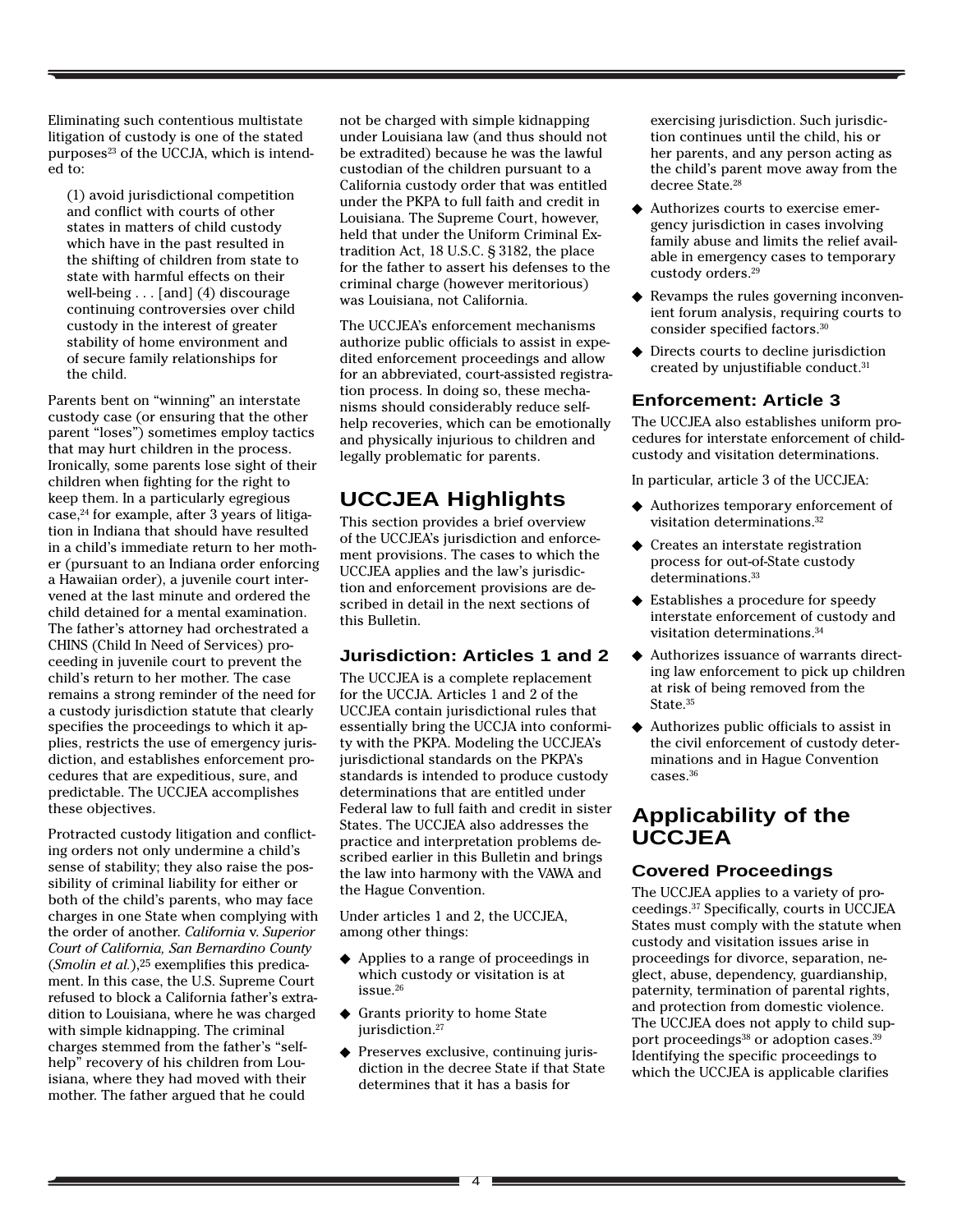Eliminating such contentious multistate litigation of custody is one of the stated purposes[23] of the UCCJA, which is intended to:

> (1) avoid jurisdictional competition and conflict with courts of other states in matters of child custody which have in the past resulted in the shifting of children from state to state with harmful effects on their well-being . . . [and] (4) discourage continuing controversies over child custody in the interest of greater stability of home environment and of secure family relationships for the child.

Parents bent on "winning" an interstate custody case (or ensuring that the other parent "loses") sometimes employ tactics that may hurt children in the process. Ironically, some parents lose sight of their children when fighting for the right to keep them. In a particularly egregious case,[24] for example, after 3 years of litigation in Indiana that should have resulted in a child's immediate return to her mother (pursuant to an Indiana order enforcing a Hawaiian order), a juvenile court intervened at the last minute and ordered the child detained for a mental examination. The father's attorney had orchestrated a CHINS (Child In Need of Services) proceeding in juvenile court to prevent the child's return to her mother. The case remains a strong reminder of the need for a custody jurisdiction statute that clearly specifies the proceedings to which it applies, restricts the use of emergency jurisdiction, and establishes enforcement procedures that are expeditious, sure, and predictable. The UCCJEA accomplishes these objectives.

Protracted custody litigation and conflicting orders not only undermine a child's sense of stability; they also raise the possibility of criminal liability for either or both of the child's parents, who may face charges in one State when complying with the order of another. *California* v. *Superior Court of California, San Bernardino County* (*Smolin et al.*),[25] exemplifies this predicament. In this case, the U.S. Supreme Court refused to block a California father's extradition to Louisiana, where he was charged with simple kidnapping. The criminal charges stemmed from the father's "self-help" recovery of his children from Louisiana, where they had moved with their mother. The father argued that he could not be charged with simple kidnapping under Louisiana law (and thus should not be extradited) because he was the lawful custodian of the children pursuant to a California custody order that was entitled under the PKPA to full faith and credit in Louisiana. The Supreme Court, however, held that under the Uniform Criminal Extradition Act, 18 U.S.C. § 3182, the place for the father to assert his defenses to the criminal charge (however meritorious) was Louisiana, not California.

The UCCJEA's enforcement mechanisms authorize public officials to assist in expedited enforcement proceedings and allow for an abbreviated, court-assisted registration process. In doing so, these mechanisms should considerably reduce self-help recoveries, which can be emotionally and physically injurious to children and legally problematic for parents.

## UCCJEA Highlights

This section provides a brief overview of the UCCJEA's jurisdiction and enforcement provisions. The cases to which the UCCJEA applies and the law's jurisdiction and enforcement provisions are described in detail in the next sections of this Bulletin.

### Jurisdiction: Articles 1 and 2

The UCCJEA is a complete replacement for the UCCJA. Articles 1 and 2 of the UCCJEA contain jurisdictional rules that essentially bring the UCCJA into conformity with the PKPA. Modeling the UCCJEA's jurisdictional standards on the PKPA's standards is intended to produce custody determinations that are entitled under Federal law to full faith and credit in sister States. The UCCJEA also addresses the practice and interpretation problems described earlier in this Bulletin and brings the law into harmony with the VAWA and the Hague Convention.

Under articles 1 and 2, the UCCJEA, among other things:

- Applies to a range of proceedings in which custody or visitation is at issue.[26]
- Grants priority to home State jurisdiction.[27]
- Preserves exclusive, continuing jurisdiction in the decree State if that State determines that it has a basis for exercising jurisdiction. Such jurisdiction continues until the child, his or her parents, and any person acting as the child's parent move away from the decree State.[28]
- Authorizes courts to exercise emergency jurisdiction in cases involving family abuse and limits the relief available in emergency cases to temporary custody orders.[29]
- Revamps the rules governing inconvenient forum analysis, requiring courts to consider specified factors.[30]
- Directs courts to decline jurisdiction created by unjustifiable conduct.[31]

### Enforcement: Article 3

The UCCJEA also establishes uniform procedures for interstate enforcement of child-custody and visitation determinations.

In particular, article 3 of the UCCJEA:

- Authorizes temporary enforcement of visitation determinations.[32]
- Creates an interstate registration process for out-of-State custody determinations.[33]
- Establishes a procedure for speedy interstate enforcement of custody and visitation determinations.[34]
- Authorizes issuance of warrants directing law enforcement to pick up children at risk of being removed from the State.[35]
- Authorizes public officials to assist in the civil enforcement of custody determinations and in Hague Convention cases.[36]

## Applicability of the UCCJEA

### Covered Proceedings

The UCCJEA applies to a variety of proceedings.[37] Specifically, courts in UCCJEA States must comply with the statute when custody and visitation issues arise in proceedings for divorce, separation, neglect, abuse, dependency, guardianship, paternity, termination of parental rights, and protection from domestic violence. The UCCJEA does not apply to child support proceedings[38] or adoption cases.[39] Identifying the specific proceedings to which the UCCJEA is applicable clarifies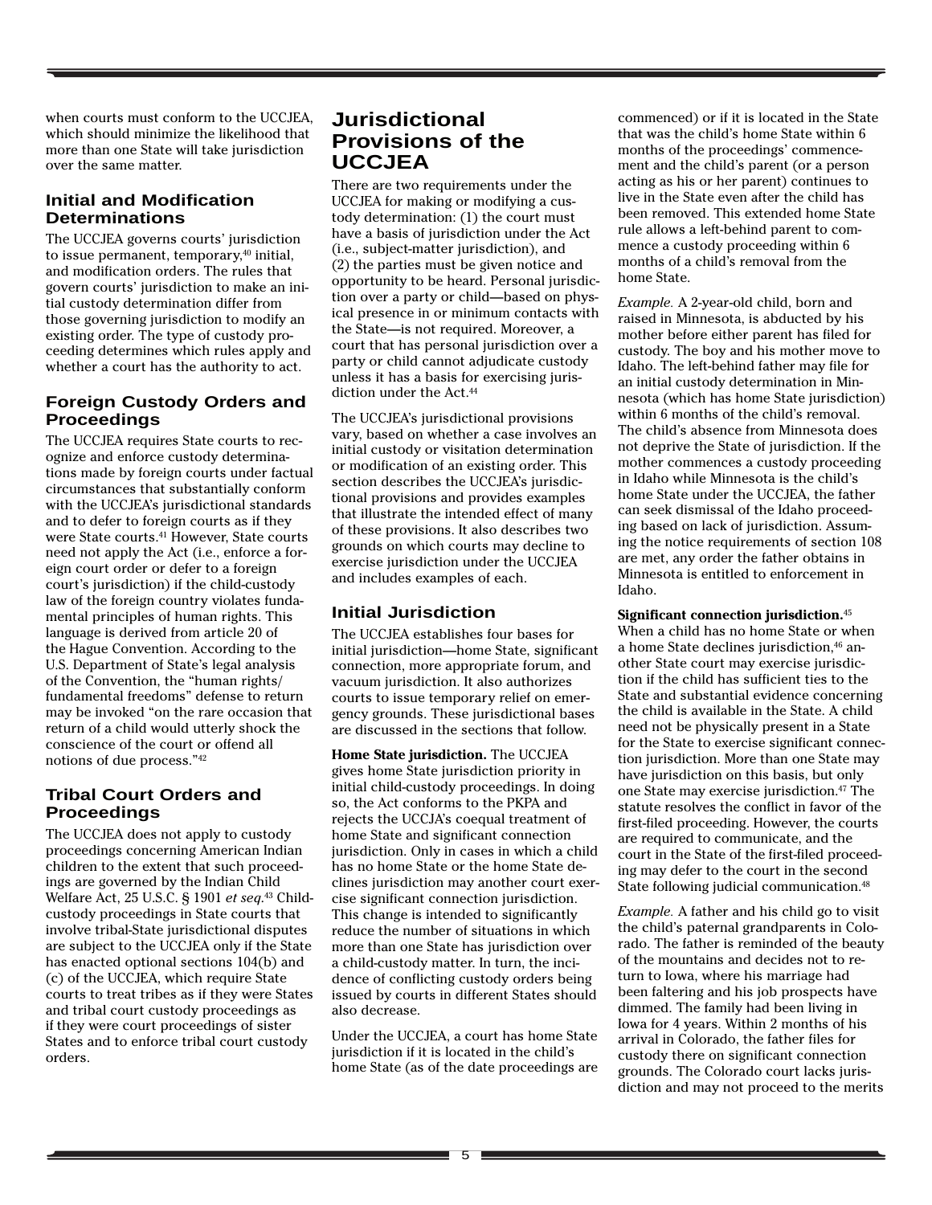when courts must conform to the UCCJEA, which should minimize the likelihood that more than one State will take jurisdiction over the same matter.

### Initial and Modification Determinations

The UCCJEA governs courts' jurisdiction to issue permanent, temporary,[40] initial, and modification orders. The rules that govern courts' jurisdiction to make an initial custody determination differ from those governing jurisdiction to modify an existing order. The type of custody proceeding determines which rules apply and whether a court has the authority to act.

### Foreign Custody Orders and Proceedings

The UCCJEA requires State courts to recognize and enforce custody determinations made by foreign courts under factual circumstances that substantially conform with the UCCJEA's jurisdictional standards and to defer to foreign courts as if they were State courts.[41] However, State courts need not apply the Act (i.e., enforce a foreign court order or defer to a foreign court's jurisdiction) if the child-custody law of the foreign country violates fundamental principles of human rights. This language is derived from article 20 of the Hague Convention. According to the U.S. Department of State's legal analysis of the Convention, the "human rights/fundamental freedoms" defense to return may be invoked "on the rare occasion that return of a child would utterly shock the conscience of the court or offend all notions of due process."[42]

### Tribal Court Orders and Proceedings

The UCCJEA does not apply to custody proceedings concerning American Indian children to the extent that such proceedings are governed by the Indian Child Welfare Act, 25 U.S.C. § 1901 *et seq.*[43] Child-custody proceedings in State courts that involve tribal-State jurisdictional disputes are subject to the UCCJEA only if the State has enacted optional sections 104(b) and (c) of the UCCJEA, which require State courts to treat tribes as if they were States and tribal court custody proceedings as if they were court proceedings of sister States and to enforce tribal court custody orders.

## Jurisdictional Provisions of the UCCJEA

There are two requirements under the UCCJEA for making or modifying a custody determination: (1) the court must have a basis of jurisdiction under the Act (i.e., subject-matter jurisdiction), and (2) the parties must be given notice and opportunity to be heard. Personal jurisdiction over a party or child—based on physical presence in or minimum contacts with the State—is not required. Moreover, a court that has personal jurisdiction over a party or child cannot adjudicate custody unless it has a basis for exercising jurisdiction under the Act.[44]

The UCCJEA's jurisdictional provisions vary, based on whether a case involves an initial custody or visitation determination or modification of an existing order. This section describes the UCCJEA's jurisdictional provisions and provides examples that illustrate the intended effect of many of these provisions. It also describes two grounds on which courts may decline to exercise jurisdiction under the UCCJEA and includes examples of each.

### Initial Jurisdiction

The UCCJEA establishes four bases for initial jurisdiction—home State, significant connection, more appropriate forum, and vacuum jurisdiction. It also authorizes courts to issue temporary relief on emergency grounds. These jurisdictional bases are discussed in the sections that follow.

**Home State jurisdiction.** The UCCJEA gives home State jurisdiction priority in initial child-custody proceedings. In doing so, the Act conforms to the PKPA and rejects the UCCJA's coequal treatment of home State and significant connection jurisdiction. Only in cases in which a child has no home State or the home State declines jurisdiction may another court exercise significant connection jurisdiction. This change is intended to significantly reduce the number of situations in which more than one State has jurisdiction over a child-custody matter. In turn, the incidence of conflicting custody orders being issued by courts in different States should also decrease.

Under the UCCJEA, a court has home State jurisdiction if it is located in the child's home State (as of the date proceedings are commenced) or if it is located in the State that was the child's home State within 6 months of the proceedings' commencement and the child's parent (or a person acting as his or her parent) continues to live in the State even after the child has been removed. This extended home State rule allows a left-behind parent to commence a custody proceeding within 6 months of a child's removal from the home State.

*Example.* A 2-year-old child, born and raised in Minnesota, is abducted by his mother before either parent has filed for custody. The boy and his mother move to Idaho. The left-behind father may file for an initial custody determination in Minnesota (which has home State jurisdiction) within 6 months of the child's removal. The child's absence from Minnesota does not deprive the State of jurisdiction. If the mother commences a custody proceeding in Idaho while Minnesota is the child's home State under the UCCJEA, the father can seek dismissal of the Idaho proceeding based on lack of jurisdiction. Assuming the notice requirements of section 108 are met, any order the father obtains in Minnesota is entitled to enforcement in Idaho.

**Significant connection jurisdiction.**[45] When a child has no home State or when a home State declines jurisdiction,[46] another State court may exercise jurisdiction if the child has sufficient ties to the State and substantial evidence concerning the child is available in the State. A child need not be physically present in a State for the State to exercise significant connection jurisdiction. More than one State may have jurisdiction on this basis, but only one State may exercise jurisdiction.[47] The statute resolves the conflict in favor of the first-filed proceeding. However, the courts are required to communicate, and the court in the State of the first-filed proceeding may defer to the court in the second State following judicial communication.[48]

*Example.* A father and his child go to visit the child's paternal grandparents in Colorado. The father is reminded of the beauty of the mountains and decides not to return to Iowa, where his marriage had been faltering and his job prospects have dimmed. The family had been living in Iowa for 4 years. Within 2 months of his arrival in Colorado, the father files for custody there on significant connection grounds. The Colorado court lacks jurisdiction and may not proceed to the merits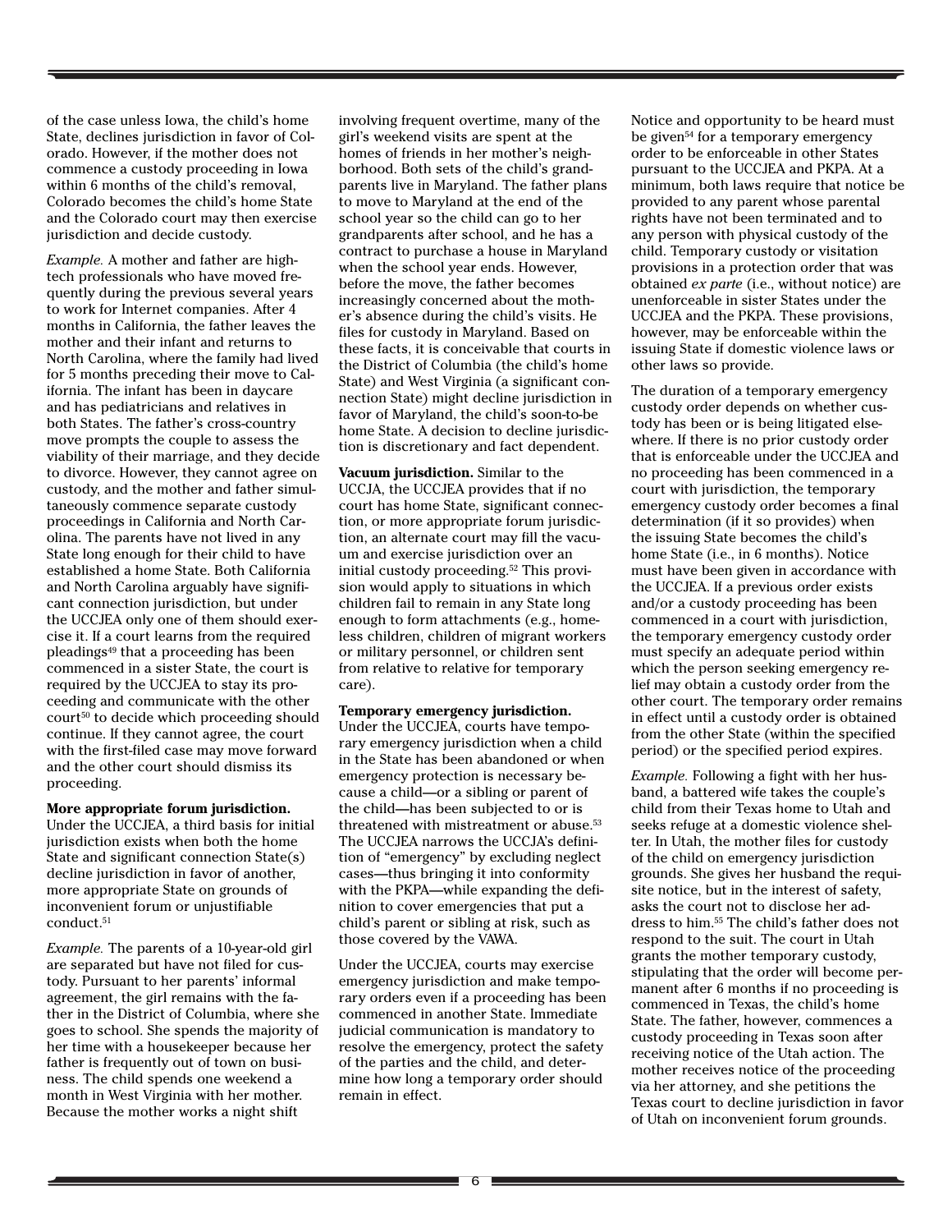of the case unless Iowa, the child's home State, declines jurisdiction in favor of Colorado. However, if the mother does not commence a custody proceeding in Iowa within 6 months of the child's removal, Colorado becomes the child's home State and the Colorado court may then exercise jurisdiction and decide custody.

*Example.* A mother and father are high-tech professionals who have moved frequently during the previous several years to work for Internet companies. After 4 months in California, the father leaves the mother and their infant and returns to North Carolina, where the family had lived for 5 months preceding their move to California. The infant has been in daycare and has pediatricians and relatives in both States. The father's cross-country move prompts the couple to assess the viability of their marriage, and they decide to divorce. However, they cannot agree on custody, and the mother and father simultaneously commence separate custody proceedings in California and North Carolina. The parents have not lived in any State long enough for their child to have established a home State. Both California and North Carolina arguably have significant connection jurisdiction, but under the UCCJEA only one of them should exercise it. If a court learns from the required pleadings[49] that a proceeding has been commenced in a sister State, the court is required by the UCCJEA to stay its proceeding and communicate with the other court[50] to decide which proceeding should continue. If they cannot agree, the court with the first-filed case may move forward and the other court should dismiss its proceeding.

**More appropriate forum jurisdiction.** Under the UCCJEA, a third basis for initial jurisdiction exists when both the home State and significant connection State(s) decline jurisdiction in favor of another, more appropriate State on grounds of inconvenient forum or unjustifiable conduct.[51]

*Example.* The parents of a 10-year-old girl are separated but have not filed for custody. Pursuant to her parents' informal agreement, the girl remains with the father in the District of Columbia, where she goes to school. She spends the majority of her time with a housekeeper because her father is frequently out of town on business. The child spends one weekend a month in West Virginia with her mother. Because the mother works a night shift involving frequent overtime, many of the girl's weekend visits are spent at the homes of friends in her mother's neighborhood. Both sets of the child's grandparents live in Maryland. The father plans to move to Maryland at the end of the school year so the child can go to her grandparents after school, and he has a contract to purchase a house in Maryland when the school year ends. However, before the move, the father becomes increasingly concerned about the mother's absence during the child's visits. He files for custody in Maryland. Based on these facts, it is conceivable that courts in the District of Columbia (the child's home State) and West Virginia (a significant connection State) might decline jurisdiction in favor of Maryland, the child's soon-to-be home State. A decision to decline jurisdiction is discretionary and fact dependent.

**Vacuum jurisdiction.** Similar to the UCCJA, the UCCJEA provides that if no court has home State, significant connection, or more appropriate forum jurisdiction, an alternate court may fill the vacuum and exercise jurisdiction over an initial custody proceeding.[52] This provision would apply to situations in which children fail to remain in any State long enough to form attachments (e.g., homeless children, children of migrant workers or military personnel, or children sent from relative to relative for temporary care).

**Temporary emergency jurisdiction.** Under the UCCJEA, courts have temporary emergency jurisdiction when a child in the State has been abandoned or when emergency protection is necessary because a child—or a sibling or parent of the child—has been subjected to or is threatened with mistreatment or abuse.[53] The UCCJEA narrows the UCCJA's definition of "emergency" by excluding neglect cases—thus bringing it into conformity with the PKPA—while expanding the definition to cover emergencies that put a child's parent or sibling at risk, such as those covered by the VAWA.

Under the UCCJEA, courts may exercise emergency jurisdiction and make temporary orders even if a proceeding has been commenced in another State. Immediate judicial communication is mandatory to resolve the emergency, protect the safety of the parties and the child, and determine how long a temporary order should remain in effect.

Notice and opportunity to be heard must be given[54] for a temporary emergency order to be enforceable in other States pursuant to the UCCJEA and PKPA. At a minimum, both laws require that notice be provided to any parent whose parental rights have not been terminated and to any person with physical custody of the child. Temporary custody or visitation provisions in a protection order that was obtained *ex parte* (i.e., without notice) are unenforceable in sister States under the UCCJEA and the PKPA. These provisions, however, may be enforceable within the issuing State if domestic violence laws or other laws so provide.

The duration of a temporary emergency custody order depends on whether custody has been or is being litigated elsewhere. If there is no prior custody order that is enforceable under the UCCJEA and no proceeding has been commenced in a court with jurisdiction, the temporary emergency custody order becomes a final determination (if it so provides) when the issuing State becomes the child's home State (i.e., in 6 months). Notice must have been given in accordance with the UCCJEA. If a previous order exists and/or a custody proceeding has been commenced in a court with jurisdiction, the temporary emergency custody order must specify an adequate period within which the person seeking emergency relief may obtain a custody order from the other court. The temporary order remains in effect until a custody order is obtained from the other State (within the specified period) or the specified period expires.

*Example.* Following a fight with her husband, a battered wife takes the couple's child from their Texas home to Utah and seeks refuge at a domestic violence shelter. In Utah, the mother files for custody of the child on emergency jurisdiction grounds. She gives her husband the requisite notice, but in the interest of safety, asks the court not to disclose her address to him.[55] The child's father does not respond to the suit. The court in Utah grants the mother temporary custody, stipulating that the order will become permanent after 6 months if no proceeding is commenced in Texas, the child's home State. The father, however, commences a custody proceeding in Texas soon after receiving notice of the Utah action. The mother receives notice of the proceeding via her attorney, and she petitions the Texas court to decline jurisdiction in favor of Utah on inconvenient forum grounds.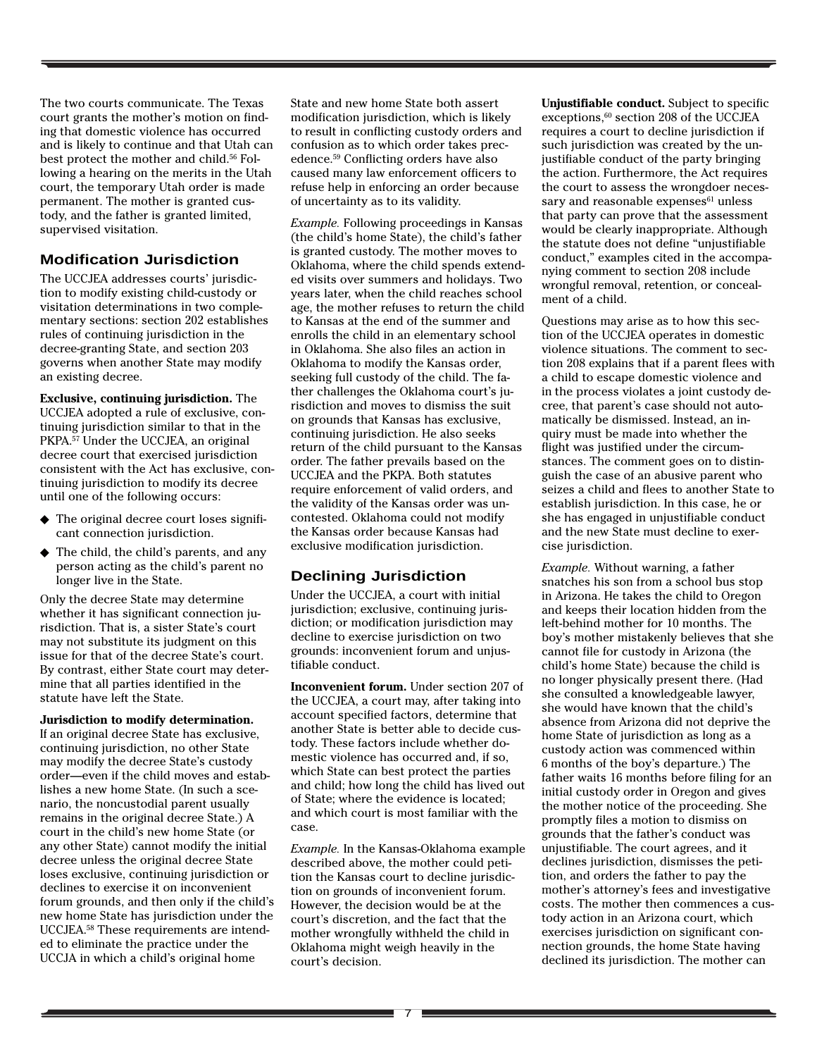The two courts communicate. The Texas court grants the mother's motion on finding that domestic violence has occurred and is likely to continue and that Utah can best protect the mother and child.[56] Following a hearing on the merits in the Utah court, the temporary Utah order is made permanent. The mother is granted custody, and the father is granted limited, supervised visitation.

## Modification Jurisdiction

The UCCJEA addresses courts' jurisdiction to modify existing child-custody or visitation determinations in two complementary sections: section 202 establishes rules of continuing jurisdiction in the decree-granting State, and section 203 governs when another State may modify an existing decree.

**Exclusive, continuing jurisdiction.** The UCCJEA adopted a rule of exclusive, continuing jurisdiction similar to that in the PKPA.[57] Under the UCCJEA, an original decree court that exercised jurisdiction consistent with the Act has exclusive, continuing jurisdiction to modify its decree until one of the following occurs:

- The original decree court loses significant connection jurisdiction.
- The child, the child's parents, and any person acting as the child's parent no longer live in the State.

Only the decree State may determine whether it has significant connection jurisdiction. That is, a sister State's court may not substitute its judgment on this issue for that of the decree State's court. By contrast, either State court may determine that all parties identified in the statute have left the State.

**Jurisdiction to modify determination.** If an original decree State has exclusive, continuing jurisdiction, no other State may modify the decree State's custody order—even if the child moves and establishes a new home State. (In such a scenario, the noncustodial parent usually remains in the original decree State.) A court in the child's new home State (or any other State) cannot modify the initial decree unless the original decree State loses exclusive, continuing jurisdiction or declines to exercise it on inconvenient forum grounds, and then only if the child's new home State has jurisdiction under the UCCJEA.[58] These requirements are intended to eliminate the practice under the UCCJA in which a child's original home State and new home State both assert modification jurisdiction, which is likely to result in conflicting custody orders and confusion as to which order takes precedence.[59] Conflicting orders have also caused many law enforcement officers to refuse help in enforcing an order because of uncertainty as to its validity.

*Example.* Following proceedings in Kansas (the child's home State), the child's father is granted custody. The mother moves to Oklahoma, where the child spends extended visits over summers and holidays. Two years later, when the child reaches school age, the mother refuses to return the child to Kansas at the end of the summer and enrolls the child in an elementary school in Oklahoma. She also files an action in Oklahoma to modify the Kansas order, seeking full custody of the child. The father challenges the Oklahoma court's jurisdiction and moves to dismiss the suit on grounds that Kansas has exclusive, continuing jurisdiction. He also seeks return of the child pursuant to the Kansas order. The father prevails based on the UCCJEA and the PKPA. Both statutes require enforcement of valid orders, and the validity of the Kansas order was uncontested. Oklahoma could not modify the Kansas order because Kansas had exclusive modification jurisdiction.

## Declining Jurisdiction

Under the UCCJEA, a court with initial jurisdiction; exclusive, continuing jurisdiction; or modification jurisdiction may decline to exercise jurisdiction on two grounds: inconvenient forum and unjustifiable conduct.

**Inconvenient forum.** Under section 207 of the UCCJEA, a court may, after taking into account specified factors, determine that another State is better able to decide custody. These factors include whether domestic violence has occurred and, if so, which State can best protect the parties and child; how long the child has lived out of State; where the evidence is located; and which court is most familiar with the case.

*Example.* In the Kansas-Oklahoma example described above, the mother could petition the Kansas court to decline jurisdiction on grounds of inconvenient forum. However, the decision would be at the court's discretion, and the fact that the mother wrongfully withheld the child in Oklahoma might weigh heavily in the court's decision.

**Unjustifiable conduct.** Subject to specific exceptions,[60] section 208 of the UCCJEA requires a court to decline jurisdiction if such jurisdiction was created by the unjustifiable conduct of the party bringing the action. Furthermore, the Act requires the court to assess the wrongdoer necessary and reasonable expenses[61] unless that party can prove that the assessment would be clearly inappropriate. Although the statute does not define "unjustifiable conduct," examples cited in the accompanying comment to section 208 include wrongful removal, retention, or concealment of a child.

Questions may arise as to how this section of the UCCJEA operates in domestic violence situations. The comment to section 208 explains that if a parent flees with a child to escape domestic violence and in the process violates a joint custody decree, that parent's case should not automatically be dismissed. Instead, an inquiry must be made into whether the flight was justified under the circumstances. The comment goes on to distinguish the case of an abusive parent who seizes a child and flees to another State to establish jurisdiction. In this case, he or she has engaged in unjustifiable conduct and the new State must decline to exercise jurisdiction.

*Example.* Without warning, a father snatches his son from a school bus stop in Arizona. He takes the child to Oregon and keeps their location hidden from the left-behind mother for 10 months. The boy's mother mistakenly believes that she cannot file for custody in Arizona (the child's home State) because the child is no longer physically present there. (Had she consulted a knowledgeable lawyer, she would have known that the child's absence from Arizona did not deprive the home State of jurisdiction as long as a custody action was commenced within 6 months of the boy's departure.) The father waits 16 months before filing for an initial custody order in Oregon and gives the mother notice of the proceeding. She promptly files a motion to dismiss on grounds that the father's conduct was unjustifiable. The court agrees, and it declines jurisdiction, dismisses the petition, and orders the father to pay the mother's attorney's fees and investigative costs. The mother then commences a custody action in an Arizona court, which exercises jurisdiction on significant connection grounds, the home State having declined its jurisdiction. The mother can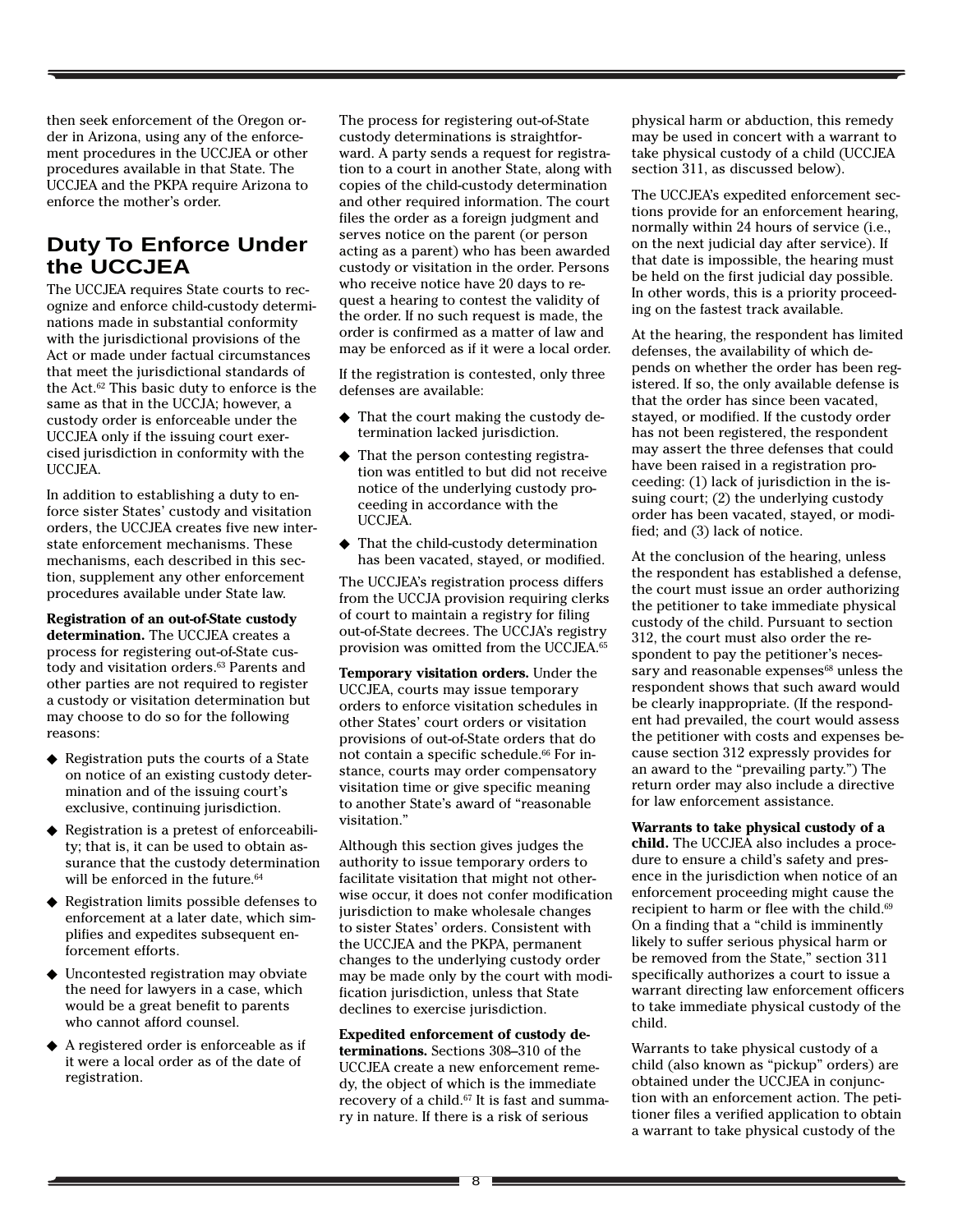then seek enforcement of the Oregon order in Arizona, using any of the enforcement procedures in the UCCJEA or other procedures available in that State. The UCCJEA and the PKPA require Arizona to enforce the mother's order.

## Duty To Enforce Under the UCCJEA

The UCCJEA requires State courts to recognize and enforce child-custody determinations made in substantial conformity with the jurisdictional provisions of the Act or made under factual circumstances that meet the jurisdictional standards of the Act.[62] This basic duty to enforce is the same as that in the UCCJA; however, a custody order is enforceable under the UCCJEA only if the issuing court exercised jurisdiction in conformity with the UCCJEA.

In addition to establishing a duty to enforce sister States' custody and visitation orders, the UCCJEA creates five new interstate enforcement mechanisms. These mechanisms, each described in this section, supplement any other enforcement procedures available under State law.

**Registration of an out-of-State custody determination.** The UCCJEA creates a process for registering out-of-State custody and visitation orders.[63] Parents and other parties are not required to register a custody or visitation determination but may choose to do so for the following reasons:

- Registration puts the courts of a State on notice of an existing custody determination and of the issuing court's exclusive, continuing jurisdiction.
- Registration is a pretest of enforceability; that is, it can be used to obtain assurance that the custody determination will be enforced in the future.[64]
- Registration limits possible defenses to enforcement at a later date, which simplifies and expedites subsequent enforcement efforts.
- Uncontested registration may obviate the need for lawyers in a case, which would be a great benefit to parents who cannot afford counsel.
- A registered order is enforceable as if it were a local order as of the date of registration.

The process for registering out-of-State custody determinations is straightforward. A party sends a request for registration to a court in another State, along with copies of the child-custody determination and other required information. The court files the order as a foreign judgment and serves notice on the parent (or person acting as a parent) who has been awarded custody or visitation in the order. Persons who receive notice have 20 days to request a hearing to contest the validity of the order. If no such request is made, the order is confirmed as a matter of law and may be enforced as if it were a local order.

If the registration is contested, only three defenses are available:

- That the court making the custody determination lacked jurisdiction.
- That the person contesting registration was entitled to but did not receive notice of the underlying custody proceeding in accordance with the UCCJEA.
- That the child-custody determination has been vacated, stayed, or modified.

The UCCJEA's registration process differs from the UCCJA provision requiring clerks of court to maintain a registry for filing out-of-State decrees. The UCCJA's registry provision was omitted from the UCCJEA.[65]

**Temporary visitation orders.** Under the UCCJEA, courts may issue temporary orders to enforce visitation schedules in other States' court orders or visitation provisions of out-of-State orders that do not contain a specific schedule.[66] For instance, courts may order compensatory visitation time or give specific meaning to another State's award of "reasonable visitation."

Although this section gives judges the authority to issue temporary orders to facilitate visitation that might not otherwise occur, it does not confer modification jurisdiction to make wholesale changes to sister States' orders. Consistent with the UCCJEA and the PKPA, permanent changes to the underlying custody order may be made only by the court with modification jurisdiction, unless that State declines to exercise jurisdiction.

**Expedited enforcement of custody determinations.** Sections 308–310 of the UCCJEA create a new enforcement remedy, the object of which is the immediate recovery of a child.[67] It is fast and summary in nature. If there is a risk of serious physical harm or abduction, this remedy may be used in concert with a warrant to take physical custody of a child (UCCJEA section 311, as discussed below).

The UCCJEA's expedited enforcement sections provide for an enforcement hearing, normally within 24 hours of service (i.e., on the next judicial day after service). If that date is impossible, the hearing must be held on the first judicial day possible. In other words, this is a priority proceeding on the fastest track available.

At the hearing, the respondent has limited defenses, the availability of which depends on whether the order has been registered. If so, the only available defense is that the order has since been vacated, stayed, or modified. If the custody order has not been registered, the respondent may assert the three defenses that could have been raised in a registration proceeding: (1) lack of jurisdiction in the issuing court; (2) the underlying custody order has been vacated, stayed, or modified; and (3) lack of notice.

At the conclusion of the hearing, unless the respondent has established a defense, the court must issue an order authorizing the petitioner to take immediate physical custody of the child. Pursuant to section 312, the court must also order the respondent to pay the petitioner's necessary and reasonable expenses[68] unless the respondent shows that such award would be clearly inappropriate. (If the respondent had prevailed, the court would assess the petitioner with costs and expenses because section 312 expressly provides for an award to the "prevailing party.") The return order may also include a directive for law enforcement assistance.

**Warrants to take physical custody of a child.** The UCCJEA also includes a procedure to ensure a child's safety and presence in the jurisdiction when notice of an enforcement proceeding might cause the recipient to harm or flee with the child.[69] On a finding that a "child is imminently likely to suffer serious physical harm or be removed from the State," section 311 specifically authorizes a court to issue a warrant directing law enforcement officers to take immediate physical custody of the child.

Warrants to take physical custody of a child (also known as "pickup" orders) are obtained under the UCCJEA in conjunction with an enforcement action. The petitioner files a verified application to obtain a warrant to take physical custody of the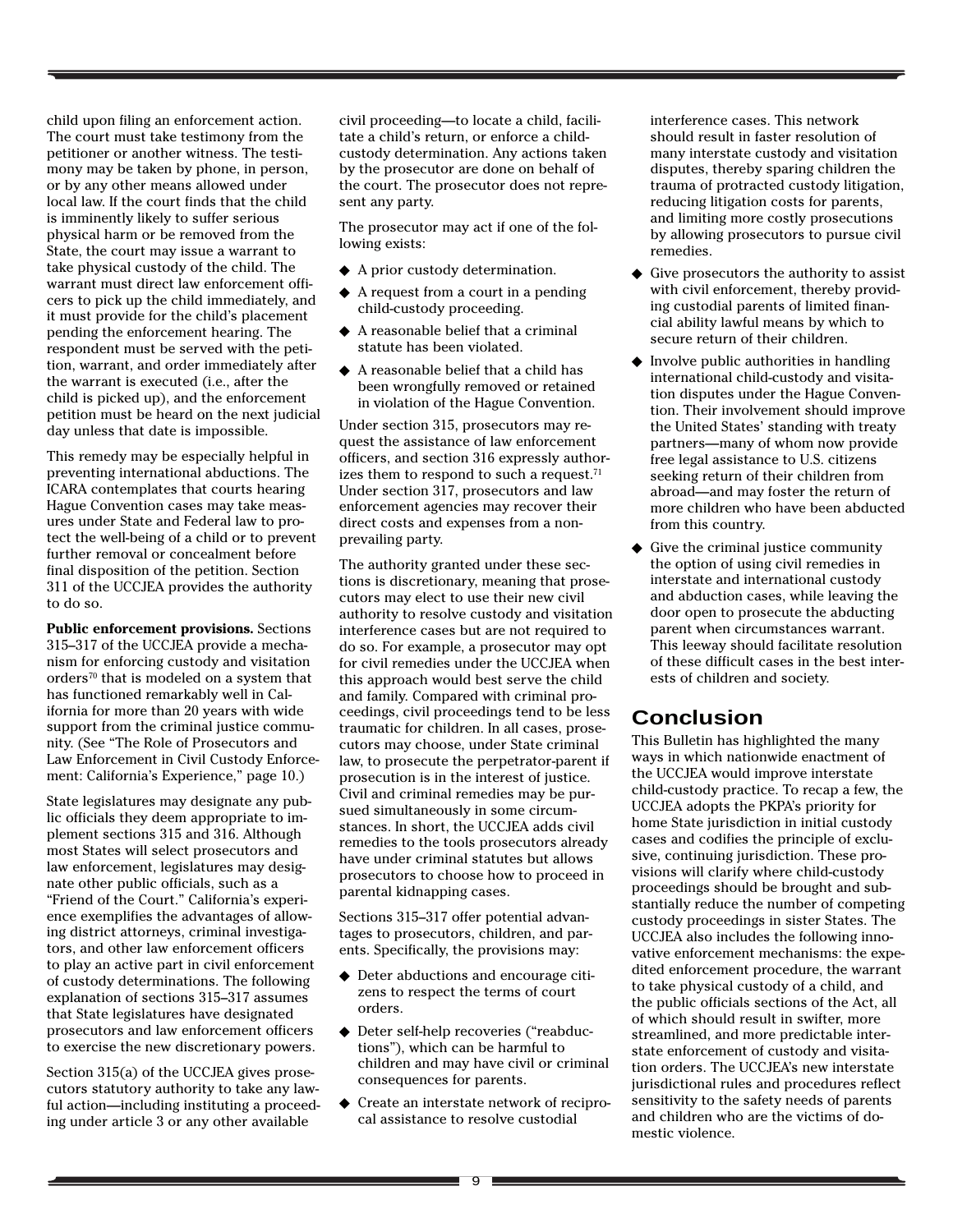child upon filing an enforcement action. The court must take testimony from the petitioner or another witness. The testimony may be taken by phone, in person, or by any other means allowed under local law. If the court finds that the child is imminently likely to suffer serious physical harm or be removed from the State, the court may issue a warrant to take physical custody of the child. The warrant must direct law enforcement officers to pick up the child immediately, and it must provide for the child's placement pending the enforcement hearing. The respondent must be served with the petition, warrant, and order immediately after the warrant is executed (i.e., after the child is picked up), and the enforcement petition must be heard on the next judicial day unless that date is impossible.

This remedy may be especially helpful in preventing international abductions. The ICARA contemplates that courts hearing Hague Convention cases may take measures under State and Federal law to protect the well-being of a child or to prevent further removal or concealment before final disposition of the petition. Section 311 of the UCCJEA provides the authority to do so.

**Public enforcement provisions.** Sections 315–317 of the UCCJEA provide a mechanism for enforcing custody and visitation orders[70] that is modeled on a system that has functioned remarkably well in California for more than 20 years with wide support from the criminal justice community. (See "The Role of Prosecutors and Law Enforcement in Civil Custody Enforcement: California's Experience," page 10.)

State legislatures may designate any public officials they deem appropriate to implement sections 315 and 316. Although most States will select prosecutors and law enforcement, legislatures may designate other public officials, such as a "Friend of the Court." California's experience exemplifies the advantages of allowing district attorneys, criminal investigators, and other law enforcement officers to play an active part in civil enforcement of custody determinations. The following explanation of sections 315–317 assumes that State legislatures have designated prosecutors and law enforcement officers to exercise the new discretionary powers.

Section 315(a) of the UCCJEA gives prosecutors statutory authority to take any lawful action—including instituting a proceeding under article 3 or any other available civil proceeding—to locate a child, facilitate a child's return, or enforce a child-custody determination. Any actions taken by the prosecutor are done on behalf of the court. The prosecutor does not represent any party.

The prosecutor may act if one of the following exists:

- A prior custody determination.
- A request from a court in a pending child-custody proceeding.
- A reasonable belief that a criminal statute has been violated.
- A reasonable belief that a child has been wrongfully removed or retained in violation of the Hague Convention.

Under section 315, prosecutors may request the assistance of law enforcement officers, and section 316 expressly authorizes them to respond to such a request.[71] Under section 317, prosecutors and law enforcement agencies may recover their direct costs and expenses from a nonprevailing party.

The authority granted under these sections is discretionary, meaning that prosecutors may elect to use their new civil authority to resolve custody and visitation interference cases but are not required to do so. For example, a prosecutor may opt for civil remedies under the UCCJEA when this approach would best serve the child and family. Compared with criminal proceedings, civil proceedings tend to be less traumatic for children. In all cases, prosecutors may choose, under State criminal law, to prosecute the perpetrator-parent if prosecution is in the interest of justice. Civil and criminal remedies may be pursued simultaneously in some circumstances. In short, the UCCJEA adds civil remedies to the tools prosecutors already have under criminal statutes but allows prosecutors to choose how to proceed in parental kidnapping cases.

Sections 315–317 offer potential advantages to prosecutors, children, and parents. Specifically, the provisions may:

- Deter abductions and encourage citizens to respect the terms of court orders.
- Deter self-help recoveries ("reabductions"), which can be harmful to children and may have civil or criminal consequences for parents.
- Create an interstate network of reciprocal assistance to resolve custodial interference cases. This network should result in faster resolution of many interstate custody and visitation disputes, thereby sparing children the trauma of protracted custody litigation, reducing litigation costs for parents, and limiting more costly prosecutions by allowing prosecutors to pursue civil remedies.
- Give prosecutors the authority to assist with civil enforcement, thereby providing custodial parents of limited financial ability lawful means by which to secure return of their children.
- Involve public authorities in handling international child-custody and visitation disputes under the Hague Convention. Their involvement should improve the United States' standing with treaty partners—many of whom now provide free legal assistance to U.S. citizens seeking return of their children from abroad—and may foster the return of more children who have been abducted from this country.
- Give the criminal justice community the option of using civil remedies in interstate and international custody and abduction cases, while leaving the door open to prosecute the abducting parent when circumstances warrant. This leeway should facilitate resolution of these difficult cases in the best interests of children and society.

## Conclusion

This Bulletin has highlighted the many ways in which nationwide enactment of the UCCJEA would improve interstate child-custody practice. To recap a few, the UCCJEA adopts the PKPA's priority for home State jurisdiction in initial custody cases and codifies the principle of exclusive, continuing jurisdiction. These provisions will clarify where child-custody proceedings should be brought and substantially reduce the number of competing custody proceedings in sister States. The UCCJEA also includes the following innovative enforcement mechanisms: the expedited enforcement procedure, the warrant to take physical custody of a child, and the public officials sections of the Act, all of which should result in swifter, more streamlined, and more predictable interstate enforcement of custody and visitation orders. The UCCJEA's new interstate jurisdictional rules and procedures reflect sensitivity to the safety needs of parents and children who are the victims of domestic violence.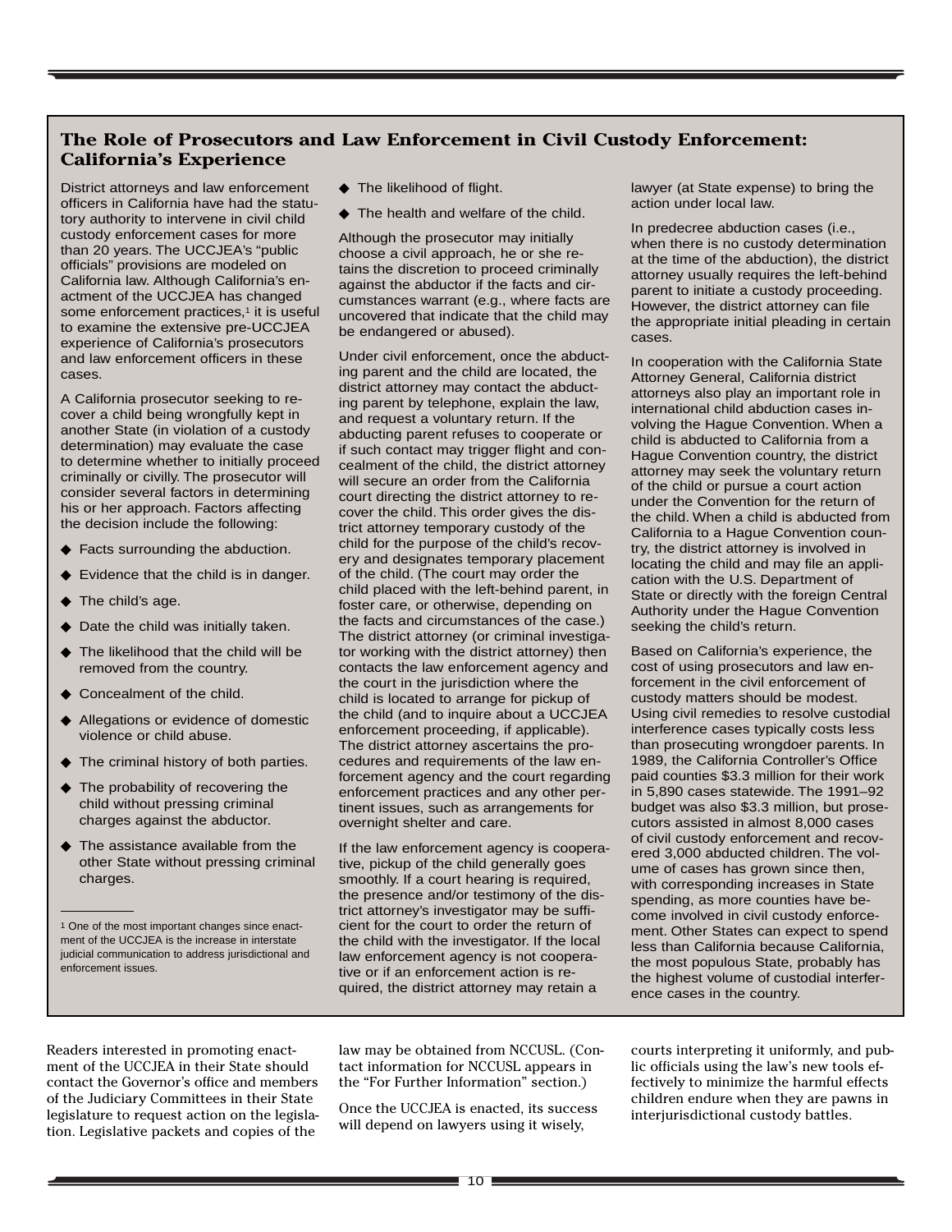## The Role of Prosecutors and Law Enforcement in Civil Custody Enforcement: California's Experience

District attorneys and law enforcement officers in California have had the statutory authority to intervene in civil child custody enforcement cases for more than 20 years. The UCCJEA's "public officials" provisions are modeled on California law. Although California's enactment of the UCCJEA has changed some enforcement practices,[1] it is useful to examine the extensive pre-UCCJEA experience of California's prosecutors and law enforcement officers in these cases.

A California prosecutor seeking to recover a child being wrongfully kept in another State (in violation of a custody determination) may evaluate the case to determine whether to initially proceed criminally or civilly. The prosecutor will consider several factors in determining his or her approach. Factors affecting the decision include the following:

- Facts surrounding the abduction.
- Evidence that the child is in danger.
- The child's age.
- Date the child was initially taken.
- The likelihood that the child will be removed from the country.
- Concealment of the child.
- Allegations or evidence of domestic violence or child abuse.
- The criminal history of both parties.
- The probability of recovering the child without pressing criminal charges against the abductor.
- The assistance available from the other State without pressing criminal charges.
- The likelihood of flight.
- The health and welfare of the child.

Although the prosecutor may initially choose a civil approach, he or she retains the discretion to proceed criminally against the abductor if the facts and circumstances warrant (e.g., where facts are uncovered that indicate that the child may be endangered or abused).

Under civil enforcement, once the abducting parent and the child are located, the district attorney may contact the abducting parent by telephone, explain the law, and request a voluntary return. If the abducting parent refuses to cooperate or if such contact may trigger flight and concealment of the child, the district attorney will secure an order from the California court directing the district attorney to recover the child. This order gives the district attorney temporary custody of the child for the purpose of the child's recovery and designates temporary placement of the child. (The court may order the child placed with the left-behind parent, in foster care, or otherwise, depending on the facts and circumstances of the case.) The district attorney (or criminal investigator working with the district attorney) then contacts the law enforcement agency and the court in the jurisdiction where the child is located to arrange for pickup of the child (and to inquire about a UCCJEA enforcement proceeding, if applicable). The district attorney ascertains the procedures and requirements of the law enforcement agency and the court regarding enforcement practices and any other pertinent issues, such as arrangements for overnight shelter and care.

If the law enforcement agency is cooperative, pickup of the child generally goes smoothly. If a court hearing is required, the presence and/or testimony of the district attorney's investigator may be sufficient for the court to order the return of the child with the investigator. If the local law enforcement agency is not cooperative or if an enforcement action is required, the district attorney may retain a lawyer (at State expense) to bring the action under local law.

In predecree abduction cases (i.e., when there is no custody determination at the time of the abduction), the district attorney usually requires the left-behind parent to initiate a custody proceeding. However, the district attorney can file the appropriate initial pleading in certain cases.

In cooperation with the California State Attorney General, California district attorneys also play an important role in international child abduction cases involving the Hague Convention. When a child is abducted to California from a Hague Convention country, the district attorney may seek the voluntary return of the child or pursue a court action under the Convention for the return of the child. When a child is abducted from California to a Hague Convention country, the district attorney is involved in locating the child and may file an application with the U.S. Department of State or directly with the foreign Central Authority under the Hague Convention seeking the child's return.

Based on California's experience, the cost of using prosecutors and law enforcement in the civil enforcement of custody matters should be modest. Using civil remedies to resolve custodial interference cases typically costs less than prosecuting wrongdoer parents. In 1989, the California Controller's Office paid counties $3.3 million for their work in 5,890 cases statewide. The 1991–92 budget was also $3.3 million, but prosecutors assisted in almost 8,000 cases of civil custody enforcement and recovered 3,000 abducted children. The volume of cases has grown since then, with corresponding increases in State spending, as more counties have become involved in civil custody enforcement. Other States can expect to spend less than California because California, the most populous State, probably has the highest volume of custodial interference cases in the country.

[1] One of the most important changes since enactment of the UCCJEA is the increase in interstate judicial communication to address jurisdictional and enforcement issues.

Readers interested in promoting enactment of the UCCJEA in their State should contact the Governor's office and members of the Judiciary Committees in their State legislature to request action on the legislation. Legislative packets and copies of the law may be obtained from NCCUSL. (Contact information for NCCUSL appears in the "For Further Information" section.)

Once the UCCJEA is enacted, its success will depend on lawyers using it wisely, courts interpreting it uniformly, and public officials using the law's new tools effectively to minimize the harmful effects children endure when they are pawns in interjurisdictional custody battles.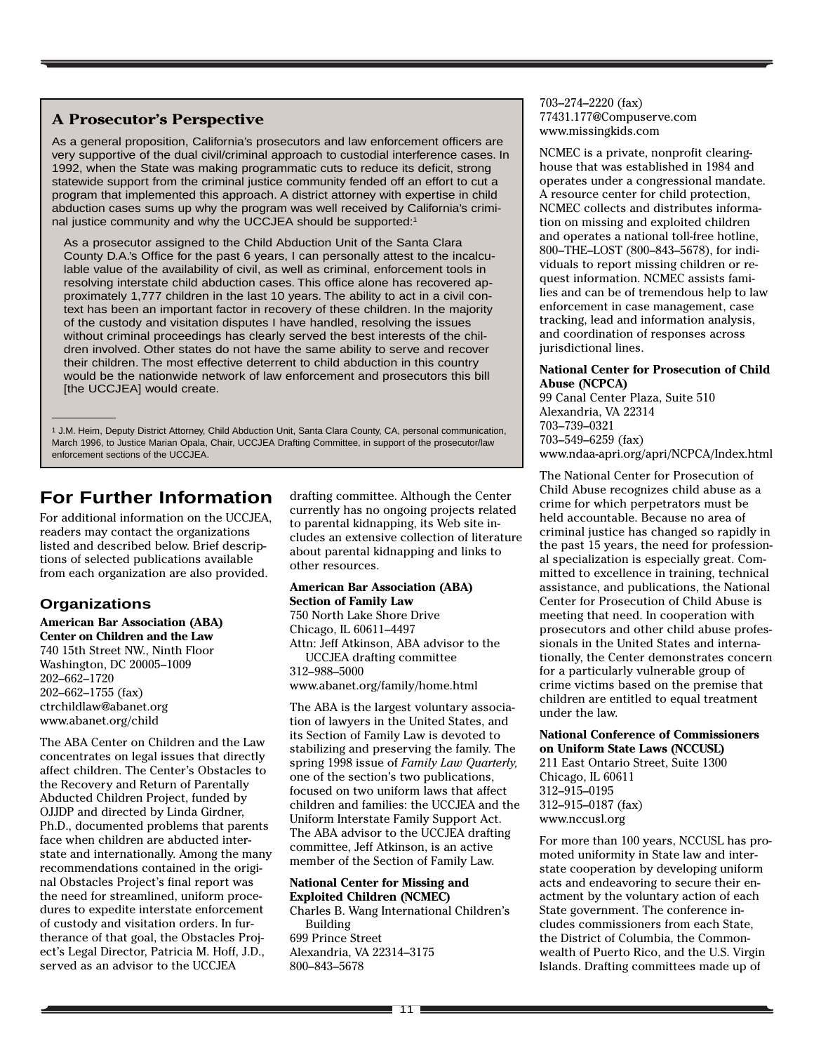### A Prosecutor's Perspective

As a general proposition, California's prosecutors and law enforcement officers are very supportive of the dual civil/criminal approach to custodial interference cases. In 1992, when the State was making programmatic cuts to reduce its deficit, strong statewide support from the criminal justice community fended off an effort to cut a program that implemented this approach. A district attorney with expertise in child abduction cases sums up why the program was well received by California's criminal justice community and why the UCCJEA should be supported:[1]

> As a prosecutor assigned to the Child Abduction Unit of the Santa Clara County D.A.'s Office for the past 6 years, I can personally attest to the incalculable value of the availability of civil, as well as criminal, enforcement tools in resolving interstate child abduction cases. This office alone has recovered approximately 1,777 children in the last 10 years. The ability to act in a civil context has been an important factor in recovery of these children. In the majority of the custody and visitation disputes I have handled, resolving the issues without criminal proceedings has clearly served the best interests of the children involved. Other states do not have the same ability to serve and recover their children. The most effective deterrent to child abduction in this country would be the nationwide network of law enforcement and prosecutors this bill [the UCCJEA] would create.

[1] J.M. Heim, Deputy District Attorney, Child Abduction Unit, Santa Clara County, CA, personal communication, March 1996, to Justice Marian Opala, Chair, UCCJEA Drafting Committee, in support of the prosecutor/law enforcement sections of the UCCJEA.

## For Further Information

For additional information on the UCCJEA, readers may contact the organizations listed and described below. Brief descriptions of selected publications available from each organization are also provided.

### Organizations

**American Bar Association (ABA) Center on Children and the Law**
740 15th Street NW., Ninth Floor
Washington, DC 20005–1009
202–662–1720
202–662–1755 (fax)
ctrchildlaw@abanet.org
www.abanet.org/child

The ABA Center on Children and the Law concentrates on legal issues that directly affect children. The Center's Obstacles to the Recovery and Return of Parentally Abducted Children Project, funded by OJJDP and directed by Linda Girdner, Ph.D., documented problems that parents face when children are abducted interstate and internationally. Among the many recommendations contained in the original Obstacles Project's final report was the need for streamlined, uniform procedures to expedite interstate enforcement of custody and visitation orders. In furtherance of that goal, the Obstacles Project's Legal Director, Patricia M. Hoff, J.D., served as an advisor to the UCCJEA drafting committee. Although the Center currently has no ongoing projects related to parental kidnapping, its Web site includes an extensive collection of literature about parental kidnapping and links to other resources.

**American Bar Association (ABA) Section of Family Law**
750 North Lake Shore Drive
Chicago, IL 60611–4497
Attn: Jeff Atkinson, ABA advisor to the UCCJEA drafting committee
312–988–5000
www.abanet.org/family/home.html

The ABA is the largest voluntary association of lawyers in the United States, and its Section of Family Law is devoted to stabilizing and preserving the family. The spring 1998 issue of *Family Law Quarterly,* one of the section's two publications, focused on two uniform laws that affect children and families: the UCCJEA and the Uniform Interstate Family Support Act. The ABA advisor to the UCCJEA drafting committee, Jeff Atkinson, is an active member of the Section of Family Law.

**National Center for Missing and Exploited Children (NCMEC)**
Charles B. Wang International Children's Building
699 Prince Street
Alexandria, VA 22314–3175
800–843–5678
703–274–2220 (fax)
77431.177@Compuserve.com
www.missingkids.com

NCMEC is a private, nonprofit clearinghouse that was established in 1984 and operates under a congressional mandate. A resource center for child protection, NCMEC collects and distributes information on missing and exploited children and operates a national toll-free hotline, 800–THE–LOST (800–843–5678), for individuals to report missing children or request information. NCMEC assists families and can be of tremendous help to law enforcement in case management, case tracking, lead and information analysis, and coordination of responses across jurisdictional lines.

**National Center for Prosecution of Child Abuse (NCPCA)**
99 Canal Center Plaza, Suite 510
Alexandria, VA 22314
703–739–0321
703–549–6259 (fax)
www.ndaa-apri.org/apri/NCPCA/Index.html

The National Center for Prosecution of Child Abuse recognizes child abuse as a crime for which perpetrators must be held accountable. Because no area of criminal justice has changed so rapidly in the past 15 years, the need for professional specialization is especially great. Committed to excellence in training, technical assistance, and publications, the National Center for Prosecution of Child Abuse is meeting that need. In cooperation with prosecutors and other child abuse professionals in the United States and internationally, the Center demonstrates concern for a particularly vulnerable group of crime victims based on the premise that children are entitled to equal treatment under the law.

**National Conference of Commissioners on Uniform State Laws (NCCUSL)**
211 East Ontario Street, Suite 1300
Chicago, IL 60611
312–915–0195
312–915–0187 (fax)
www.nccusl.org

For more than 100 years, NCCUSL has promoted uniformity in State law and interstate cooperation by developing uniform acts and endeavoring to secure their enactment by the voluntary action of each State government. The conference includes commissioners from each State, the District of Columbia, the Commonwealth of Puerto Rico, and the U.S. Virgin Islands. Drafting committees made up of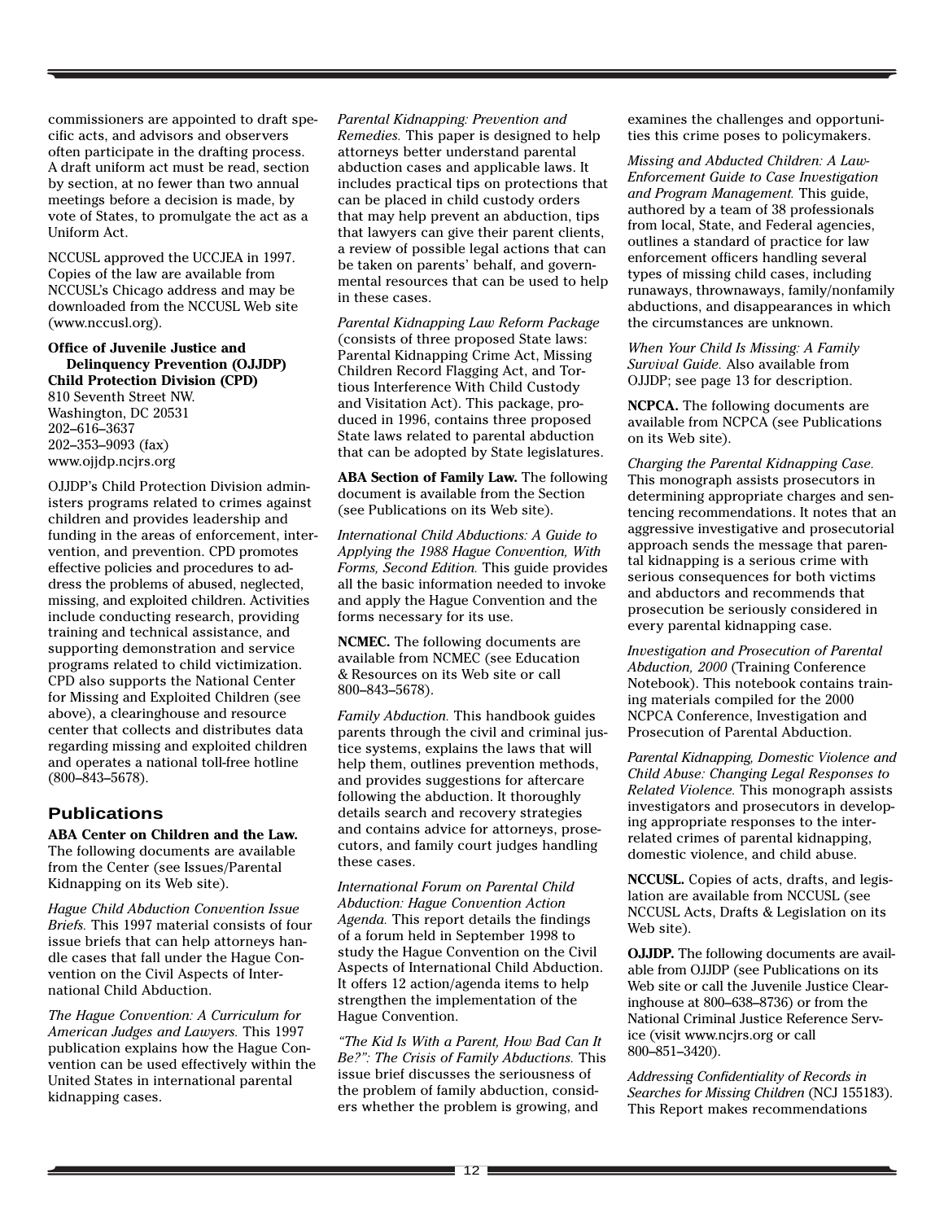commissioners are appointed to draft specific acts, and advisors and observers often participate in the drafting process. A draft uniform act must be read, section by section, at no fewer than two annual meetings before a decision is made, by vote of States, to promulgate the act as a Uniform Act.

NCCUSL approved the UCCJEA in 1997. Copies of the law are available from NCCUSL's Chicago address and may be downloaded from the NCCUSL Web site (www.nccusl.org).

**Office of Juvenile Justice and Delinquency Prevention (OJJDP)**
**Child Protection Division (CPD)**
810 Seventh Street NW.
Washington, DC 20531
202–616–3637
202–353–9093 (fax)
www.ojjdp.ncjrs.org

OJJDP's Child Protection Division administers programs related to crimes against children and provides leadership and funding in the areas of enforcement, intervention, and prevention. CPD promotes effective policies and procedures to address the problems of abused, neglected, missing, and exploited children. Activities include conducting research, providing training and technical assistance, and supporting demonstration and service programs related to child victimization. CPD also supports the National Center for Missing and Exploited Children (see above), a clearinghouse and resource center that collects and distributes data regarding missing and exploited children and operates a national toll-free hotline (800–843–5678).

## Publications

**ABA Center on Children and the Law.** The following documents are available from the Center (see Issues/Parental Kidnapping on its Web site).

*Hague Child Abduction Convention Issue Briefs.* This 1997 material consists of four issue briefs that can help attorneys handle cases that fall under the Hague Convention on the Civil Aspects of International Child Abduction.

*The Hague Convention: A Curriculum for American Judges and Lawyers.* This 1997 publication explains how the Hague Convention can be used effectively within the United States in international parental kidnapping cases.

*Parental Kidnapping: Prevention and Remedies.* This paper is designed to help attorneys better understand parental abduction cases and applicable laws. It includes practical tips on protections that can be placed in child custody orders that may help prevent an abduction, tips that lawyers can give their parent clients, a review of possible legal actions that can be taken on parents' behalf, and governmental resources that can be used to help in these cases.

*Parental Kidnapping Law Reform Package* (consists of three proposed State laws: Parental Kidnapping Crime Act, Missing Children Record Flagging Act, and Tortious Interference With Child Custody and Visitation Act). This package, produced in 1996, contains three proposed State laws related to parental abduction that can be adopted by State legislatures.

**ABA Section of Family Law.** The following document is available from the Section (see Publications on its Web site).

*International Child Abductions: A Guide to Applying the 1988 Hague Convention, With Forms, Second Edition.* This guide provides all the basic information needed to invoke and apply the Hague Convention and the forms necessary for its use.

**NCMEC.** The following documents are available from NCMEC (see Education & Resources on its Web site or call 800–843–5678).

*Family Abduction.* This handbook guides parents through the civil and criminal justice systems, explains the laws that will help them, outlines prevention methods, and provides suggestions for aftercare following the abduction. It thoroughly details search and recovery strategies and contains advice for attorneys, prosecutors, and family court judges handling these cases.

*International Forum on Parental Child Abduction: Hague Convention Action Agenda.* This report details the findings of a forum held in September 1998 to study the Hague Convention on the Civil Aspects of International Child Abduction. It offers 12 action/agenda items to help strengthen the implementation of the Hague Convention.

*"The Kid Is With a Parent, How Bad Can It Be?": The Crisis of Family Abductions.* This issue brief discusses the seriousness of the problem of family abduction, considers whether the problem is growing, and examines the challenges and opportunities this crime poses to policymakers.

*Missing and Abducted Children: A Law-Enforcement Guide to Case Investigation and Program Management.* This guide, authored by a team of 38 professionals from local, State, and Federal agencies, outlines a standard of practice for law enforcement officers handling several types of missing child cases, including runaways, thrownaways, family/nonfamily abductions, and disappearances in which the circumstances are unknown.

*When Your Child Is Missing: A Family Survival Guide.* Also available from OJJDP; see page 13 for description.

**NCPCA.** The following documents are available from NCPCA (see Publications on its Web site).

*Charging the Parental Kidnapping Case.* This monograph assists prosecutors in determining appropriate charges and sentencing recommendations. It notes that an aggressive investigative and prosecutorial approach sends the message that parental kidnapping is a serious crime with serious consequences for both victims and abductors and recommends that prosecution be seriously considered in every parental kidnapping case.

*Investigation and Prosecution of Parental Abduction, 2000* (Training Conference Notebook). This notebook contains training materials compiled for the 2000 NCPCA Conference, Investigation and Prosecution of Parental Abduction.

*Parental Kidnapping, Domestic Violence and Child Abuse: Changing Legal Responses to Related Violence.* This monograph assists investigators and prosecutors in developing appropriate responses to the interrelated crimes of parental kidnapping, domestic violence, and child abuse.

**NCCUSL.** Copies of acts, drafts, and legislation are available from NCCUSL (see NCCUSL Acts, Drafts & Legislation on its Web site).

**OJJDP.** The following documents are available from OJJDP (see Publications on its Web site or call the Juvenile Justice Clearinghouse at 800–638–8736) or from the National Criminal Justice Reference Service (visit www.ncjrs.org or call 800–851–3420).

*Addressing Confidentiality of Records in Searches for Missing Children* (NCJ 155183). This Report makes recommendations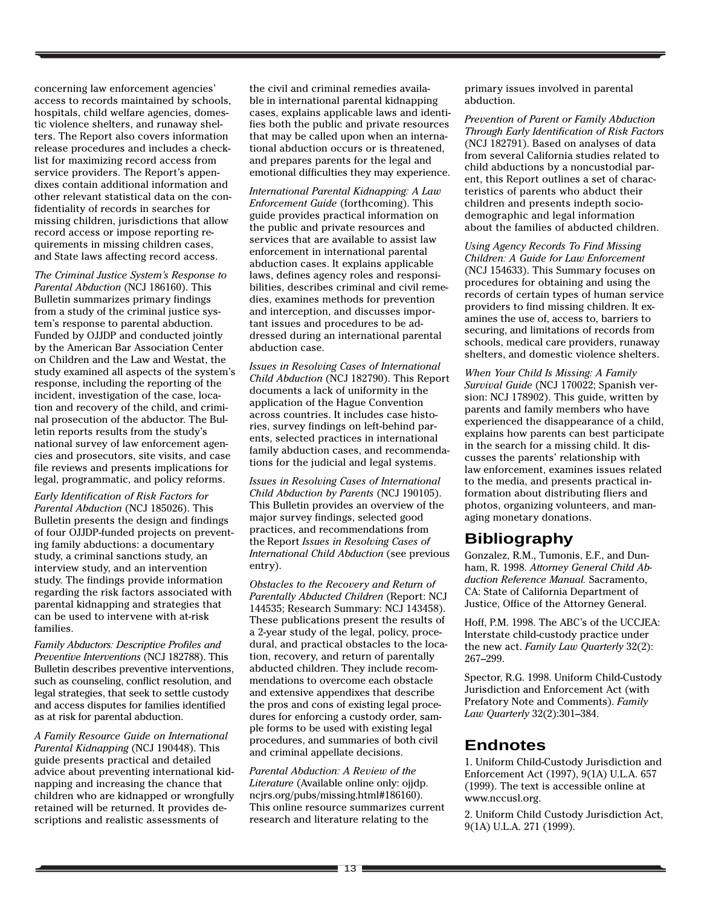concerning law enforcement agencies' access to records maintained by schools, hospitals, child welfare agencies, domestic violence shelters, and runaway shelters. The Report also covers information release procedures and includes a checklist for maximizing record access from service providers. The Report's appendixes contain additional information and other relevant statistical data on the confidentiality of records in searches for missing children, jurisdictions that allow record access or impose reporting requirements in missing children cases, and State laws affecting record access.

*The Criminal Justice System's Response to Parental Abduction* (NCJ 186160). This Bulletin summarizes primary findings from a study of the criminal justice system's response to parental abduction. Funded by OJJDP and conducted jointly by the American Bar Association Center on Children and the Law and Westat, the study examined all aspects of the system's response, including the reporting of the incident, investigation of the case, location and recovery of the child, and criminal prosecution of the abductor. The Bulletin reports results from the study's national survey of law enforcement agencies and prosecutors, site visits, and case file reviews and presents implications for legal, programmatic, and policy reforms.

*Early Identification of Risk Factors for Parental Abduction* (NCJ 185026). This Bulletin presents the design and findings of four OJJDP-funded projects on preventing family abductions: a documentary study, a criminal sanctions study, an interview study, and an intervention study. The findings provide information regarding the risk factors associated with parental kidnapping and strategies that can be used to intervene with at-risk families.

*Family Abductors: Descriptive Profiles and Preventive Interventions* (NCJ 182788). This Bulletin describes preventive interventions, such as counseling, conflict resolution, and legal strategies, that seek to settle custody and access disputes for families identified as at risk for parental abduction.

*A Family Resource Guide on International Parental Kidnapping* (NCJ 190448). This guide presents practical and detailed advice about preventing international kidnapping and increasing the chance that children who are kidnapped or wrongfully retained will be returned. It provides descriptions and realistic assessments of the civil and criminal remedies available in international parental kidnapping cases, explains applicable laws and identifies both the public and private resources that may be called upon when an international abduction occurs or is threatened, and prepares parents for the legal and emotional difficulties they may experience.

*International Parental Kidnapping: A Law Enforcement Guide* (forthcoming). This guide provides practical information on the public and private resources and services that are available to assist law enforcement in international parental abduction cases. It explains applicable laws, defines agency roles and responsibilities, describes criminal and civil remedies, examines methods for prevention and interception, and discusses important issues and procedures to be addressed during an international parental abduction case.

*Issues in Resolving Cases of International Child Abduction* (NCJ 182790). This Report documents a lack of uniformity in the application of the Hague Convention across countries. It includes case histories, survey findings on left-behind parents, selected practices in international family abduction cases, and recommendations for the judicial and legal systems.

*Issues in Resolving Cases of International Child Abduction by Parents* (NCJ 190105). This Bulletin provides an overview of the major survey findings, selected good practices, and recommendations from the Report *Issues in Resolving Cases of International Child Abduction* (see previous entry).

*Obstacles to the Recovery and Return of Parentally Abducted Children* (Report: NCJ 144535; Research Summary: NCJ 143458). These publications present the results of a 2-year study of the legal, policy, procedural, and practical obstacles to the location, recovery, and return of parentally abducted children. They include recommendations to overcome each obstacle and extensive appendixes that describe the pros and cons of existing legal procedures for enforcing a custody order, sample forms to be used with existing legal procedures, and summaries of both civil and criminal appellate decisions.

*Parental Abduction: A Review of the Literature* (Available online only: ojjdp.ncjrs.org/pubs/missing.html#186160). This online resource summarizes current research and literature relating to the primary issues involved in parental abduction.

*Prevention of Parent or Family Abduction Through Early Identification of Risk Factors* (NCJ 182791). Based on analyses of data from several California studies related to child abductions by a noncustodial parent, this Report outlines a set of characteristics of parents who abduct their children and presents indepth sociodemographic and legal information about the families of abducted children.

*Using Agency Records To Find Missing Children: A Guide for Law Enforcement* (NCJ 154633). This Summary focuses on procedures for obtaining and using the records of certain types of human service providers to find missing children. It examines the use of, access to, barriers to securing, and limitations of records from schools, medical care providers, runaway shelters, and domestic violence shelters.

*When Your Child Is Missing: A Family Survival Guide* (NCJ 170022; Spanish version: NCJ 178902). This guide, written by parents and family members who have experienced the disappearance of a child, explains how parents can best participate in the search for a missing child. It discusses the parents' relationship with law enforcement, examines issues related to the media, and presents practical information about distributing fliers and photos, organizing volunteers, and managing monetary donations.

## Bibliography

Gonzalez, R.M., Tumonis, E.F., and Dunham, R. 1998. *Attorney General Child Abduction Reference Manual.* Sacramento, CA: State of California Department of Justice, Office of the Attorney General.

Hoff, P.M. 1998. The ABC's of the UCCJEA: Interstate child-custody practice under the new act. *Family Law Quarterly* 32(2): 267–299.

Spector, R.G. 1998. Uniform Child-Custody Jurisdiction and Enforcement Act (with Prefatory Note and Comments). *Family Law Quarterly* 32(2):301–384.

## Endnotes

1. Uniform Child-Custody Jurisdiction and Enforcement Act (1997), 9(1A) U.L.A. 657 (1999). The text is accessible online at www.nccusl.org.

2. Uniform Child Custody Jurisdiction Act, 9(1A) U.L.A. 271 (1999).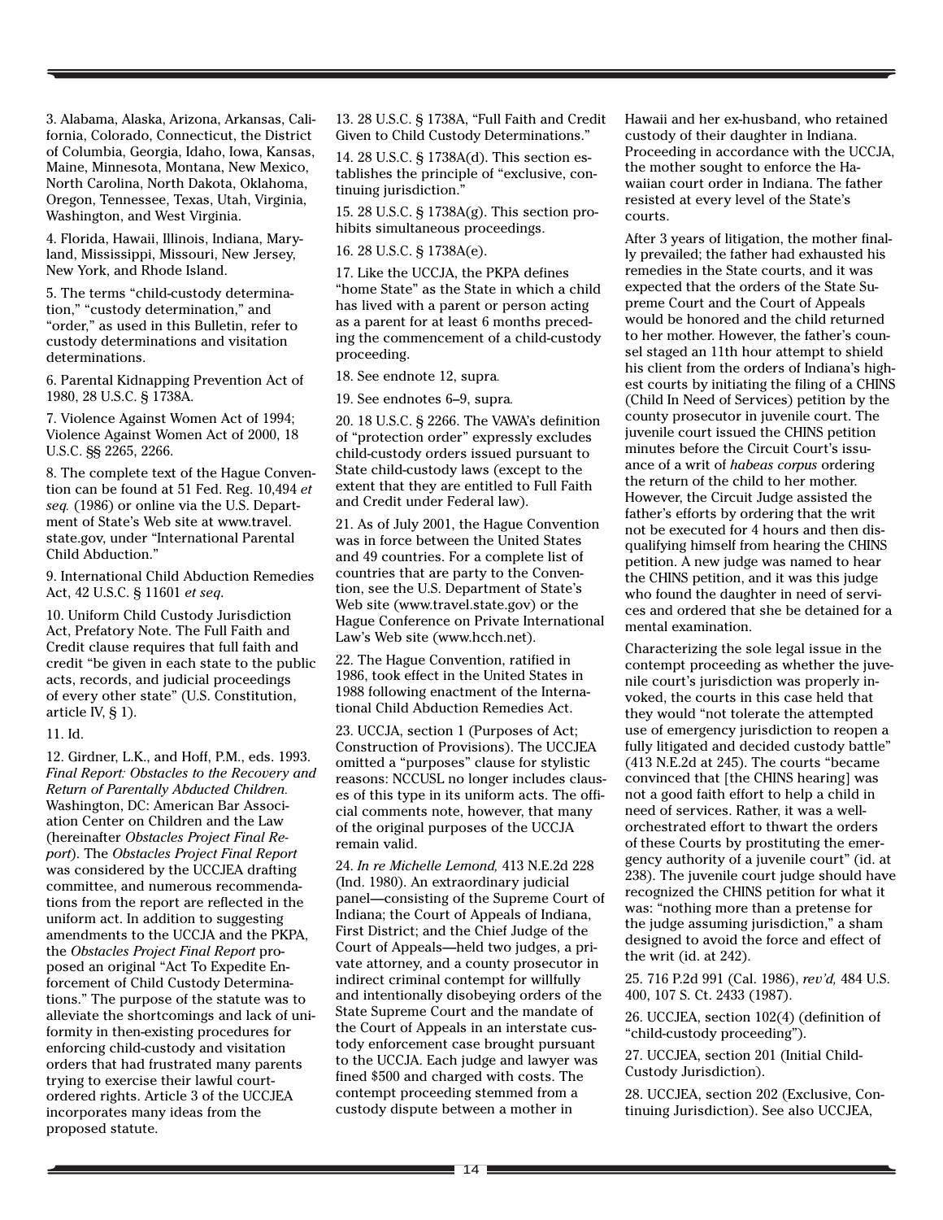3. Alabama, Alaska, Arizona, Arkansas, California, Colorado, Connecticut, the District of Columbia, Georgia, Idaho, Iowa, Kansas, Maine, Minnesota, Montana, New Mexico, North Carolina, North Dakota, Oklahoma, Oregon, Tennessee, Texas, Utah, Virginia, Washington, and West Virginia.

4. Florida, Hawaii, Illinois, Indiana, Maryland, Mississippi, Missouri, New Jersey, New York, and Rhode Island.

5. The terms "child-custody determination," "custody determination," and "order," as used in this Bulletin, refer to custody determinations and visitation determinations.

6. Parental Kidnapping Prevention Act of 1980, 28 U.S.C. § 1738A.

7. Violence Against Women Act of 1994; Violence Against Women Act of 2000, 18 U.S.C. §§ 2265, 2266.

8. The complete text of the Hague Convention can be found at 51 Fed. Reg. 10,494 *et seq.* (1986) or online via the U.S. Department of State's Web site at www.travel.state.gov, under "International Parental Child Abduction."

9. International Child Abduction Remedies Act, 42 U.S.C. § 11601 *et seq*.

10. Uniform Child Custody Jurisdiction Act, Prefatory Note. The Full Faith and Credit clause requires that full faith and credit "be given in each state to the public acts, records, and judicial proceedings of every other state" (U.S. Constitution, article IV, § 1).

11. Id.

12. Girdner, L.K., and Hoff, P.M., eds. 1993. *Final Report: Obstacles to the Recovery and Return of Parentally Abducted Children.* Washington, DC: American Bar Association Center on Children and the Law (hereinafter *Obstacles Project Final Report*). The *Obstacles Project Final Report* was considered by the UCCJEA drafting committee, and numerous recommendations from the report are reflected in the uniform act. In addition to suggesting amendments to the UCCJA and the PKPA, the *Obstacles Project Final Report* proposed an original "Act To Expedite Enforcement of Child Custody Determinations." The purpose of the statute was to alleviate the shortcomings and lack of uniformity in then-existing procedures for enforcing child-custody and visitation orders that had frustrated many parents trying to exercise their lawful court-ordered rights. Article 3 of the UCCJEA incorporates many ideas from the proposed statute.

13. 28 U.S.C. § 1738A, "Full Faith and Credit Given to Child Custody Determinations."

14. 28 U.S.C. § 1738A(d). This section establishes the principle of "exclusive, continuing jurisdiction."

15. 28 U.S.C. § 1738A(g). This section prohibits simultaneous proceedings.

16. 28 U.S.C. § 1738A(e).

17. Like the UCCJA, the PKPA defines "home State" as the State in which a child has lived with a parent or person acting as a parent for at least 6 months preceding the commencement of a child-custody proceeding.

18. See endnote 12, *supra.*

19. See endnotes 6–9, *supra.*

20. 18 U.S.C. § 2266. The VAWA's definition of "protection order" expressly excludes child-custody orders issued pursuant to State child-custody laws (except to the extent that they are entitled to Full Faith and Credit under Federal law).

21. As of July 2001, the Hague Convention was in force between the United States and 49 countries. For a complete list of countries that are party to the Convention, see the U.S. Department of State's Web site (www.travel.state.gov) or the Hague Conference on Private International Law's Web site (www.hcch.net).

22. The Hague Convention, ratified in 1986, took effect in the United States in 1988 following enactment of the International Child Abduction Remedies Act.

23. UCCJA, section 1 (Purposes of Act; Construction of Provisions). The UCCJEA omitted a "purposes" clause for stylistic reasons: NCCUSL no longer includes clauses of this type in its uniform acts. The official comments note, however, that many of the original purposes of the UCCJA remain valid.

24. *In re Michelle Lemond,* 413 N.E.2d 228 (Ind. 1980). An extraordinary judicial panel—consisting of the Supreme Court of Indiana; the Court of Appeals of Indiana, First District; and the Chief Judge of the Court of Appeals—held two judges, a private attorney, and a county prosecutor in indirect criminal contempt for willfully and intentionally disobeying orders of the State Supreme Court and the mandate of the Court of Appeals in an interstate custody enforcement case brought pursuant to the UCCJA. Each judge and lawyer was fined $500 and charged with costs. The contempt proceeding stemmed from a custody dispute between a mother in Hawaii and her ex-husband, who retained custody of their daughter in Indiana. Proceeding in accordance with the UCCJA, the mother sought to enforce the Hawaiian court order in Indiana. The father resisted at every level of the State's courts.

After 3 years of litigation, the mother finally prevailed; the father had exhausted his remedies in the State courts, and it was expected that the orders of the State Supreme Court and the Court of Appeals would be honored and the child returned to her mother. However, the father's counsel staged an 11th hour attempt to shield his client from the orders of Indiana's highest courts by initiating the filing of a CHINS (Child In Need of Services) petition by the county prosecutor in juvenile court. The juvenile court issued the CHINS petition minutes before the Circuit Court's issuance of a writ of *habeas corpus* ordering the return of the child to her mother. However, the Circuit Judge assisted the father's efforts by ordering that the writ not be executed for 4 hours and then disqualifying himself from hearing the CHINS petition. A new judge was named to hear the CHINS petition, and it was this judge who found the daughter in need of services and ordered that she be detained for a mental examination.

Characterizing the sole legal issue in the contempt proceeding as whether the juvenile court's jurisdiction was properly invoked, the courts in this case held that they would "not tolerate the attempted use of emergency jurisdiction to reopen a fully litigated and decided custody battle" (413 N.E.2d at 245). The courts "became convinced that [the CHINS hearing] was not a good faith effort to help a child in need of services. Rather, it was a well-orchestrated effort to thwart the orders of these Courts by prostituting the emergency authority of a juvenile court" (id. at 238). The juvenile court judge should have recognized the CHINS petition for what it was: "nothing more than a pretense for the judge assuming jurisdiction," a sham designed to avoid the force and effect of the writ (id. at 242).

25. 716 P.2d 991 (Cal. 1986), *rev'd,* 484 U.S. 400, 107 S. Ct. 2433 (1987).

26. UCCJEA, section 102(4) (definition of "child-custody proceeding").

27. UCCJEA, section 201 (Initial Child-Custody Jurisdiction).

28. UCCJEA, section 202 (Exclusive, Continuing Jurisdiction). See also UCCJEA,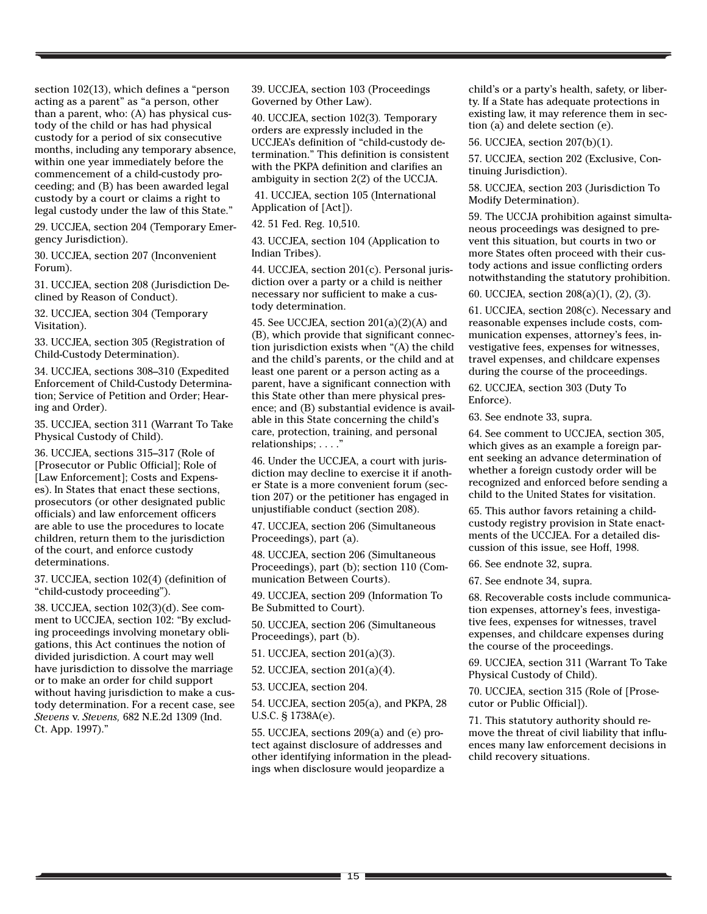section 102(13), which defines a "person acting as a parent" as "a person, other than a parent, who: (A) has physical custody of the child or has had physical custody for a period of six consecutive months, including any temporary absence, within one year immediately before the commencement of a child-custody proceeding; and (B) has been awarded legal custody by a court or claims a right to legal custody under the law of this State."

29. UCCJEA, section 204 (Temporary Emergency Jurisdiction).

30. UCCJEA, section 207 (Inconvenient Forum).

31. UCCJEA, section 208 (Jurisdiction Declined by Reason of Conduct).

32. UCCJEA, section 304 (Temporary Visitation).

33. UCCJEA, section 305 (Registration of Child-Custody Determination).

34. UCCJEA, sections 308–310 (Expedited Enforcement of Child-Custody Determination; Service of Petition and Order; Hearing and Order).

35. UCCJEA, section 311 (Warrant To Take Physical Custody of Child).

36. UCCJEA, sections 315–317 (Role of [Prosecutor or Public Official]; Role of [Law Enforcement]; Costs and Expenses). In States that enact these sections, prosecutors (or other designated public officials) and law enforcement officers are able to use the procedures to locate children, return them to the jurisdiction of the court, and enforce custody determinations.

37. UCCJEA, section 102(4) (definition of "child-custody proceeding").

38. UCCJEA, section 102(3)(d). See comment to UCCJEA, section 102: "By excluding proceedings involving monetary obligations, this Act continues the notion of divided jurisdiction. A court may well have jurisdiction to dissolve the marriage or to make an order for child support without having jurisdiction to make a custody determination. For a recent case, see *Stevens* v. *Stevens,* 682 N.E.2d 1309 (Ind. Ct. App. 1997)."

39. UCCJEA, section 103 (Proceedings Governed by Other Law).

40. UCCJEA, section 102(3). Temporary orders are expressly included in the UCCJEA's definition of "child-custody determination." This definition is consistent with the PKPA definition and clarifies an ambiguity in section 2(2) of the UCCJA.

41. UCCJEA, section 105 (International Application of [Act]).

42. 51 Fed. Reg. 10,510.

43. UCCJEA, section 104 (Application to Indian Tribes).

44. UCCJEA, section 201(c). Personal jurisdiction over a party or a child is neither necessary nor sufficient to make a custody determination.

45. See UCCJEA, section 201(a)(2)(A) and (B), which provide that significant connection jurisdiction exists when "(A) the child and the child's parents, or the child and at least one parent or a person acting as a parent, have a significant connection with this State other than mere physical presence; and (B) substantial evidence is available in this State concerning the child's care, protection, training, and personal relationships; . . . ."

46. Under the UCCJEA, a court with jurisdiction may decline to exercise it if another State is a more convenient forum (section 207) or the petitioner has engaged in unjustifiable conduct (section 208).

47. UCCJEA, section 206 (Simultaneous Proceedings), part (a).

48. UCCJEA, section 206 (Simultaneous Proceedings), part (b); section 110 (Communication Between Courts).

49. UCCJEA, section 209 (Information To Be Submitted to Court).

50. UCCJEA, section 206 (Simultaneous Proceedings), part (b).

51. UCCJEA, section 201(a)(3).

52. UCCJEA, section 201(a)(4).

53. UCCJEA, section 204.

54. UCCJEA, section 205(a), and PKPA, 28 U.S.C. § 1738A(e).

55. UCCJEA, sections 209(a) and (e) protect against disclosure of addresses and other identifying information in the pleadings when disclosure would jeopardize a child's or a party's health, safety, or liberty. If a State has adequate protections in existing law, it may reference them in section (a) and delete section (e).

56. UCCJEA, section 207(b)(1).

57. UCCJEA, section 202 (Exclusive, Continuing Jurisdiction).

58. UCCJEA, section 203 (Jurisdiction To Modify Determination).

59. The UCCJA prohibition against simultaneous proceedings was designed to prevent this situation, but courts in two or more States often proceed with their custody actions and issue conflicting orders notwithstanding the statutory prohibition.

60. UCCJEA, section 208(a)(1), (2), (3).

61. UCCJEA, section 208(c). Necessary and reasonable expenses include costs, communication expenses, attorney's fees, investigative fees, expenses for witnesses, travel expenses, and childcare expenses during the course of the proceedings.

62. UCCJEA, section 303 (Duty To Enforce).

63. See endnote 33, supra.

64. See comment to UCCJEA, section 305, which gives as an example a foreign parent seeking an advance determination of whether a foreign custody order will be recognized and enforced before sending a child to the United States for visitation.

65. This author favors retaining a child-custody registry provision in State enactments of the UCCJEA. For a detailed discussion of this issue, see Hoff, 1998.

66. See endnote 32, supra.

67. See endnote 34, supra.

68. Recoverable costs include communication expenses, attorney's fees, investigative fees, expenses for witnesses, travel expenses, and childcare expenses during the course of the proceedings.

69. UCCJEA, section 311 (Warrant To Take Physical Custody of Child).

70. UCCJEA, section 315 (Role of [Prosecutor or Public Official]).

71. This statutory authority should remove the threat of civil liability that influences many law enforcement decisions in child recovery situations.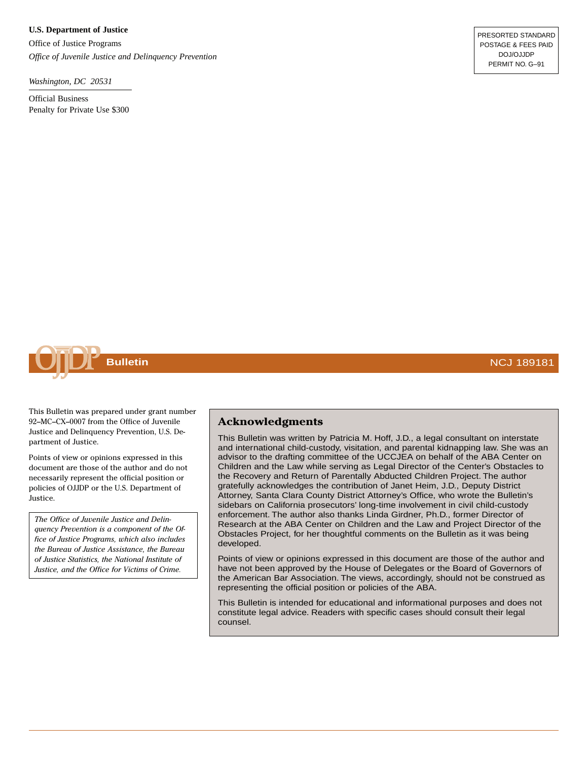**U.S. Department of Justice**

Office of Justice Programs

*Office of Juvenile Justice and Delinquency Prevention*

*Washington, DC 20531*

Official Business
Penalty for Private Use $300

PRESORTED STANDARD
POSTAGE & FEES PAID
DOJ/OJJDP
PERMIT NO. G–91

OJJDP **Bulletin** NCJ 189181

This Bulletin was prepared under grant number 92–MC–CX–0007 from the Office of Juvenile Justice and Delinquency Prevention, U.S. Department of Justice.

Points of view or opinions expressed in this document are those of the author and do not necessarily represent the official position or policies of OJJDP or the U.S. Department of Justice.

*The Office of Juvenile Justice and Delinquency Prevention is a component of the Office of Justice Programs, which also includes the Bureau of Justice Assistance, the Bureau of Justice Statistics, the National Institute of Justice, and the Office for Victims of Crime.*

## Acknowledgments

This Bulletin was written by Patricia M. Hoff, J.D., a legal consultant on interstate and international child-custody, visitation, and parental kidnapping law. She was an advisor to the drafting committee of the UCCJEA on behalf of the ABA Center on Children and the Law while serving as Legal Director of the Center's Obstacles to the Recovery and Return of Parentally Abducted Children Project. The author gratefully acknowledges the contribution of Janet Heim, J.D., Deputy District Attorney, Santa Clara County District Attorney's Office, who wrote the Bulletin's sidebars on California prosecutors' long-time involvement in civil child-custody enforcement. The author also thanks Linda Girdner, Ph.D., former Director of Research at the ABA Center on Children and the Law and Project Director of the Obstacles Project, for her thoughtful comments on the Bulletin as it was being developed.

Points of view or opinions expressed in this document are those of the author and have not been approved by the House of Delegates or the Board of Governors of the American Bar Association. The views, accordingly, should not be construed as representing the official position or policies of the ABA.

This Bulletin is intended for educational and informational purposes and does not constitute legal advice. Readers with specific cases should consult their legal counsel.